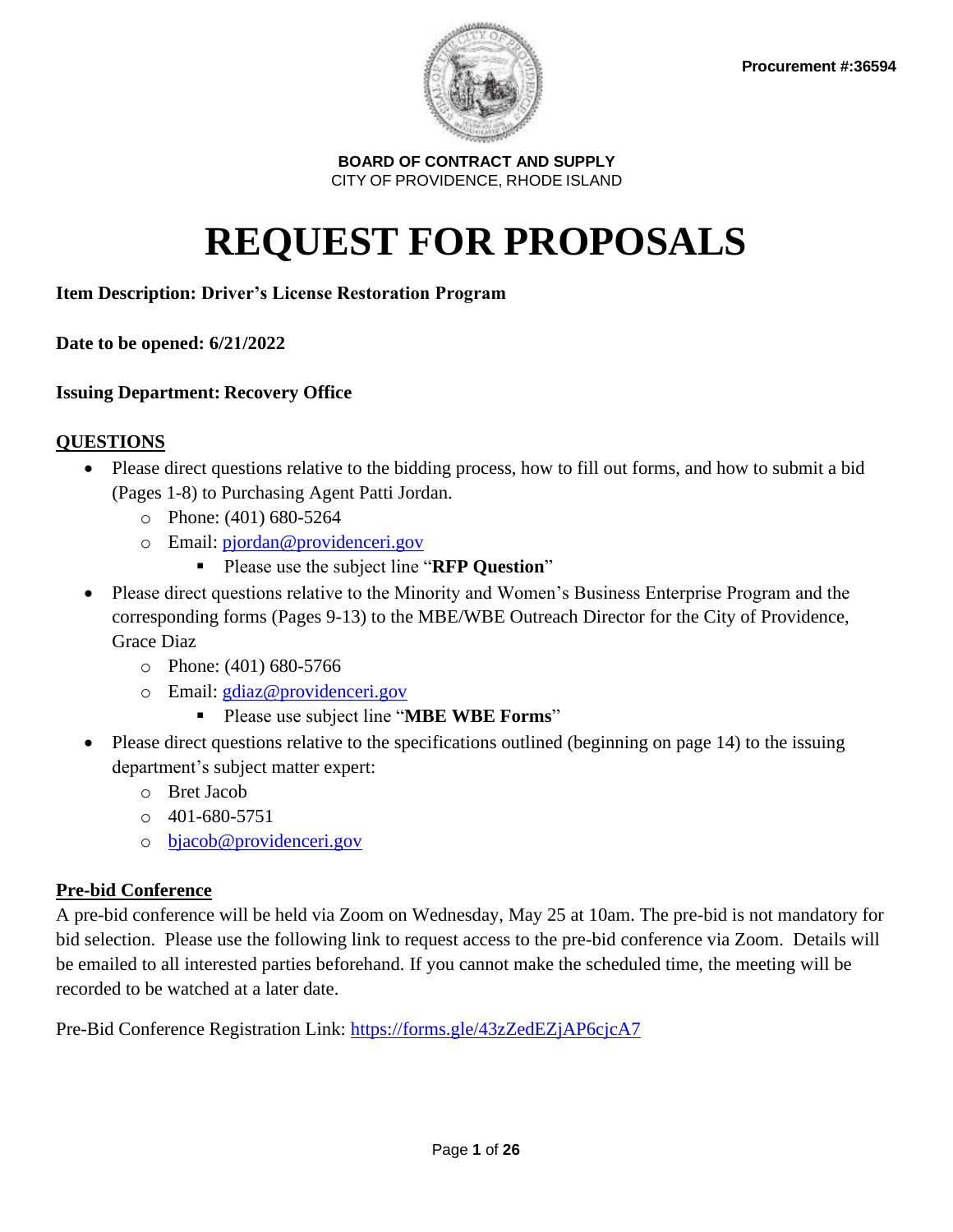**Procurement #:36594**

**BOARD OF CONTRACT AND SUPPLY**
CITY OF PROVIDENCE, RHODE ISLAND

# REQUEST FOR PROPOSALS

**Item Description: Driver's License Restoration Program**

**Date to be opened: 6/21/2022**

**Issuing Department: Recovery Office**

## QUESTIONS

- Please direct questions relative to the bidding process, how to fill out forms, and how to submit a bid (Pages 1-8) to Purchasing Agent Patti Jordan.
  - Phone: (401) 680-5264
  - Email: pjordan@providenceri.gov
    - Please use the subject line "**RFP Question**"
- Please direct questions relative to the Minority and Women's Business Enterprise Program and the corresponding forms (Pages 9-13) to the MBE/WBE Outreach Director for the City of Providence, Grace Diaz
  - Phone: (401) 680-5766
  - Email: gdiaz@providenceri.gov
    - Please use subject line "**MBE WBE Forms**"
- Please direct questions relative to the specifications outlined (beginning on page 14) to the issuing department's subject matter expert:
  - Bret Jacob
  - 401-680-5751
  - bjacob@providenceri.gov

## Pre-bid Conference

A pre-bid conference will be held via Zoom on Wednesday, May 25 at 10am. The pre-bid is not mandatory for bid selection. Please use the following link to request access to the pre-bid conference via Zoom. Details will be emailed to all interested parties beforehand. If you cannot make the scheduled time, the meeting will be recorded to be watched at a later date.

Pre-Bid Conference Registration Link: https://forms.gle/43zZedEZjAP6cjcA7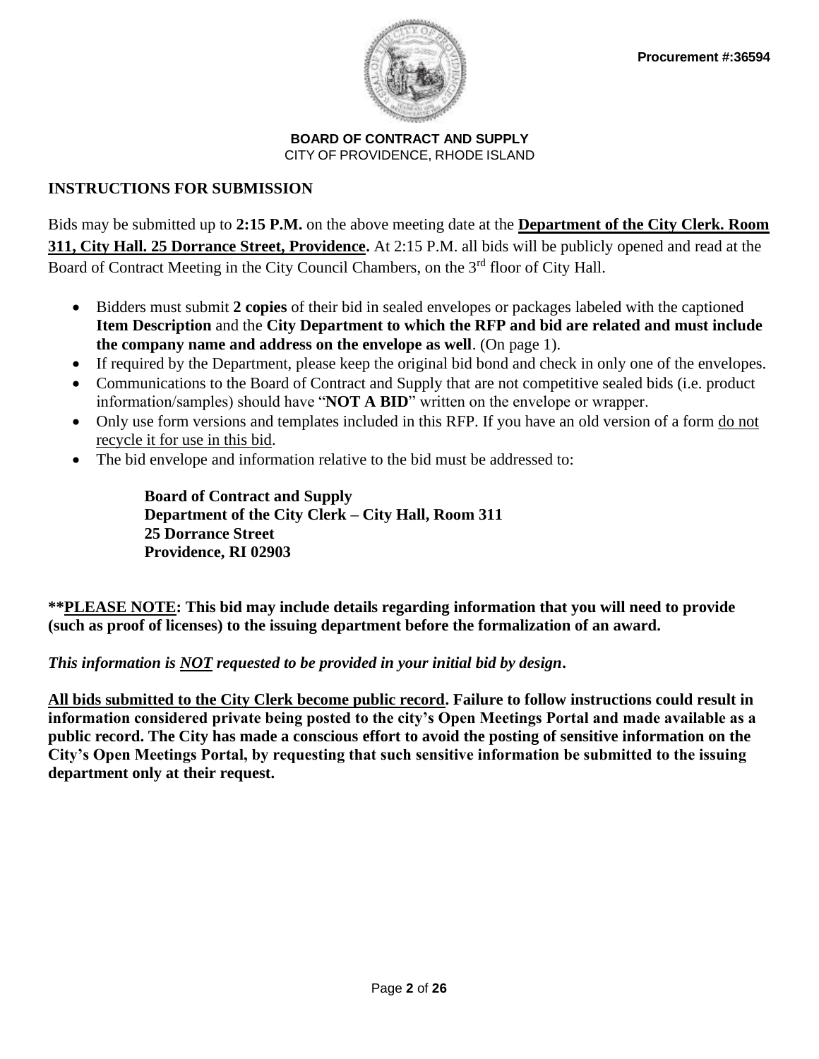Procurement #:36594

**BOARD OF CONTRACT AND SUPPLY**
CITY OF PROVIDENCE, RHODE ISLAND

## INSTRUCTIONS FOR SUBMISSION

Bids may be submitted up to **2:15 P.M.** on the above meeting date at the **Department of the City Clerk. Room 311, City Hall. 25 Dorrance Street, Providence.** At 2:15 P.M. all bids will be publicly opened and read at the Board of Contract Meeting in the City Council Chambers, on the 3rd floor of City Hall.

- Bidders must submit **2 copies** of their bid in sealed envelopes or packages labeled with the captioned **Item Description** and the **City Department to which the RFP and bid are related and must include the company name and address on the envelope as well**. (On page 1).
- If required by the Department, please keep the original bid bond and check in only one of the envelopes.
- Communications to the Board of Contract and Supply that are not competitive sealed bids (i.e. product information/samples) should have "**NOT A BID**" written on the envelope or wrapper.
- Only use form versions and templates included in this RFP. If you have an old version of a form do not recycle it for use in this bid.
- The bid envelope and information relative to the bid must be addressed to:

> **Board of Contract and Supply**
> **Department of the City Clerk – City Hall, Room 311**
> **25 Dorrance Street**
> **Providence, RI 02903**

****PLEASE NOTE: This bid may include details regarding information that you will need to provide (such as proof of licenses) to the issuing department before the formalization of an award.**

***This information is NOT requested to be provided in your initial bid by design.***

**All bids submitted to the City Clerk become public record. Failure to follow instructions could result in information considered private being posted to the city's Open Meetings Portal and made available as a public record. The City has made a conscious effort to avoid the posting of sensitive information on the City's Open Meetings Portal, by requesting that such sensitive information be submitted to the issuing department only at their request.**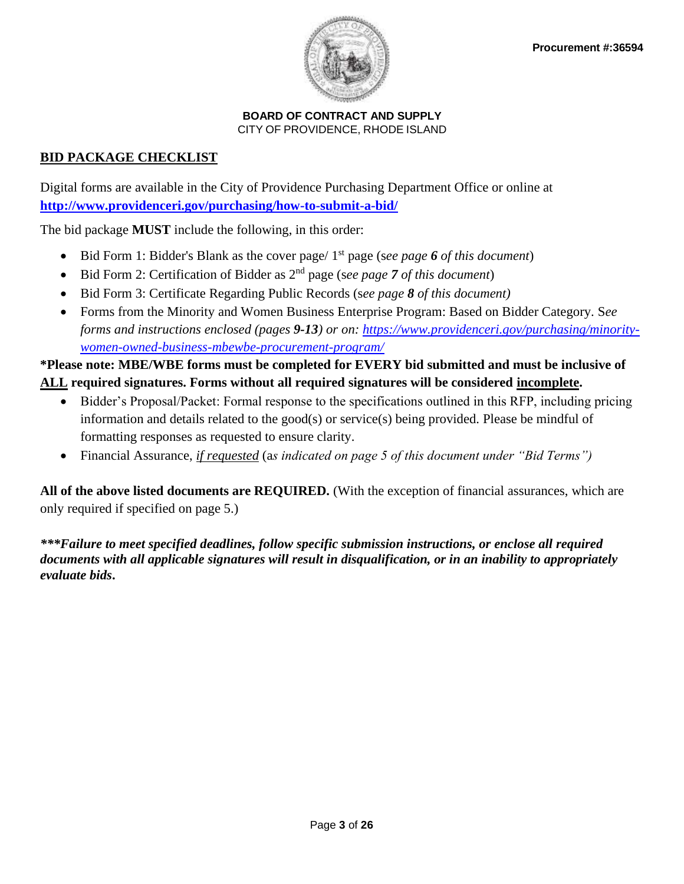**Procurement #:36594**

**BOARD OF CONTRACT AND SUPPLY**
CITY OF PROVIDENCE, RHODE ISLAND

## BID PACKAGE CHECKLIST

Digital forms are available in the City of Providence Purchasing Department Office or online at **http://www.providenceri.gov/purchasing/how-to-submit-a-bid/**

The bid package **MUST** include the following, in this order:

- Bid Form 1: Bidder's Blank as the cover page/ 1st page (s*ee page **6** of this document*)
- Bid Form 2: Certification of Bidder as 2nd page (s*ee page **7** of this document*)
- Bid Form 3: Certificate Regarding Public Records (s*ee page **8** of this document)*
- Forms from the Minority and Women Business Enterprise Program: Based on Bidder Category. S*ee forms and instructions enclosed (pages **9-13**) or on: https://www.providenceri.gov/purchasing/minority-women-owned-business-mbewbe-procurement-program/*

**\*Please note: MBE/WBE forms must be completed for EVERY bid submitted and must be inclusive of ALL required signatures. Forms without all required signatures will be considered incomplete.**

- Bidder's Proposal/Packet: Formal response to the specifications outlined in this RFP, including pricing information and details related to the good(s) or service(s) being provided. Please be mindful of formatting responses as requested to ensure clarity.
- Financial Assurance, *if requested* (a*s indicated on page 5 of this document under "Bid Terms")*

**All of the above listed documents are REQUIRED.** (With the exception of financial assurances, which are only required if specified on page 5.)

***\*\*\*Failure to meet specified deadlines, follow specific submission instructions, or enclose all required documents with all applicable signatures will result in disqualification, or in an inability to appropriately evaluate bids.***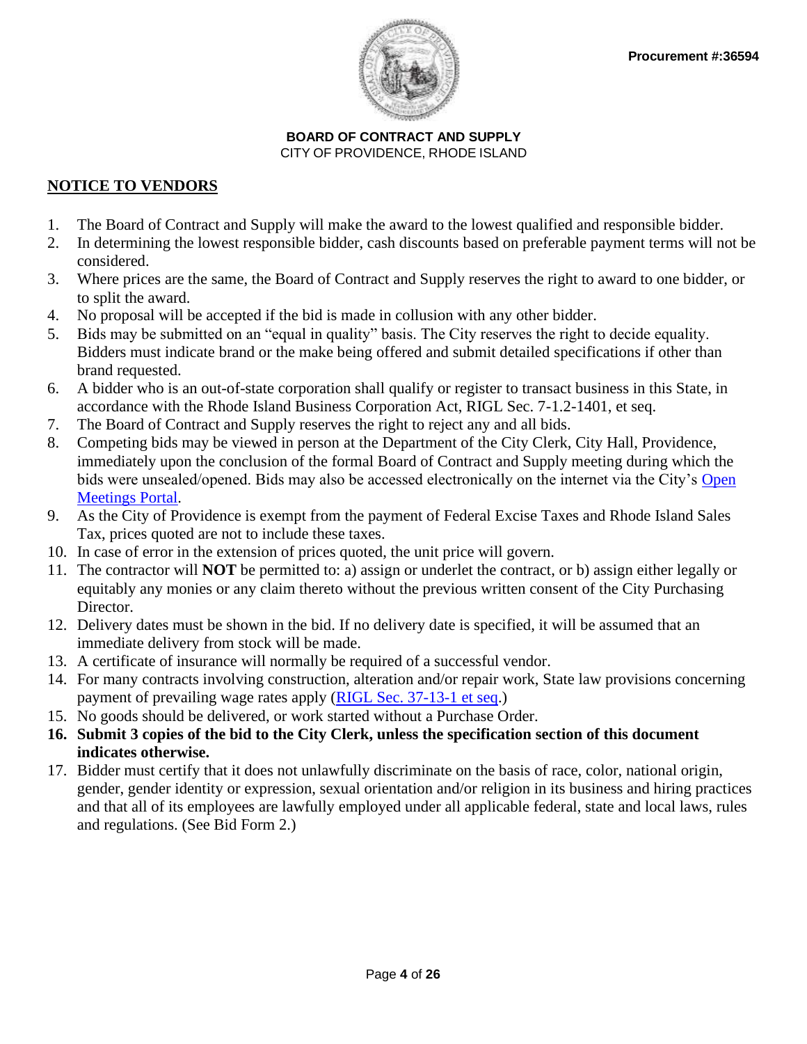**Procurement #:36594**

**BOARD OF CONTRACT AND SUPPLY**
CITY OF PROVIDENCE, RHODE ISLAND

## NOTICE TO VENDORS

1. The Board of Contract and Supply will make the award to the lowest qualified and responsible bidder.
2. In determining the lowest responsible bidder, cash discounts based on preferable payment terms will not be considered.
3. Where prices are the same, the Board of Contract and Supply reserves the right to award to one bidder, or to split the award.
4. No proposal will be accepted if the bid is made in collusion with any other bidder.
5. Bids may be submitted on an "equal in quality" basis. The City reserves the right to decide equality. Bidders must indicate brand or the make being offered and submit detailed specifications if other than brand requested.
6. A bidder who is an out-of-state corporation shall qualify or register to transact business in this State, in accordance with the Rhode Island Business Corporation Act, RIGL Sec. 7-1.2-1401, et seq.
7. The Board of Contract and Supply reserves the right to reject any and all bids.
8. Competing bids may be viewed in person at the Department of the City Clerk, City Hall, Providence, immediately upon the conclusion of the formal Board of Contract and Supply meeting during which the bids were unsealed/opened. Bids may also be accessed electronically on the internet via the City's Open Meetings Portal.
9. As the City of Providence is exempt from the payment of Federal Excise Taxes and Rhode Island Sales Tax, prices quoted are not to include these taxes.
10. In case of error in the extension of prices quoted, the unit price will govern.
11. The contractor will **NOT** be permitted to: a) assign or underlet the contract, or b) assign either legally or equitably any monies or any claim thereto without the previous written consent of the City Purchasing Director.
12. Delivery dates must be shown in the bid. If no delivery date is specified, it will be assumed that an immediate delivery from stock will be made.
13. A certificate of insurance will normally be required of a successful vendor.
14. For many contracts involving construction, alteration and/or repair work, State law provisions concerning payment of prevailing wage rates apply (RIGL Sec. 37-13-1 et seq.)
15. No goods should be delivered, or work started without a Purchase Order.
16. **Submit 3 copies of the bid to the City Clerk, unless the specification section of this document indicates otherwise.**
17. Bidder must certify that it does not unlawfully discriminate on the basis of race, color, national origin, gender, gender identity or expression, sexual orientation and/or religion in its business and hiring practices and that all of its employees are lawfully employed under all applicable federal, state and local laws, rules and regulations. (See Bid Form 2.)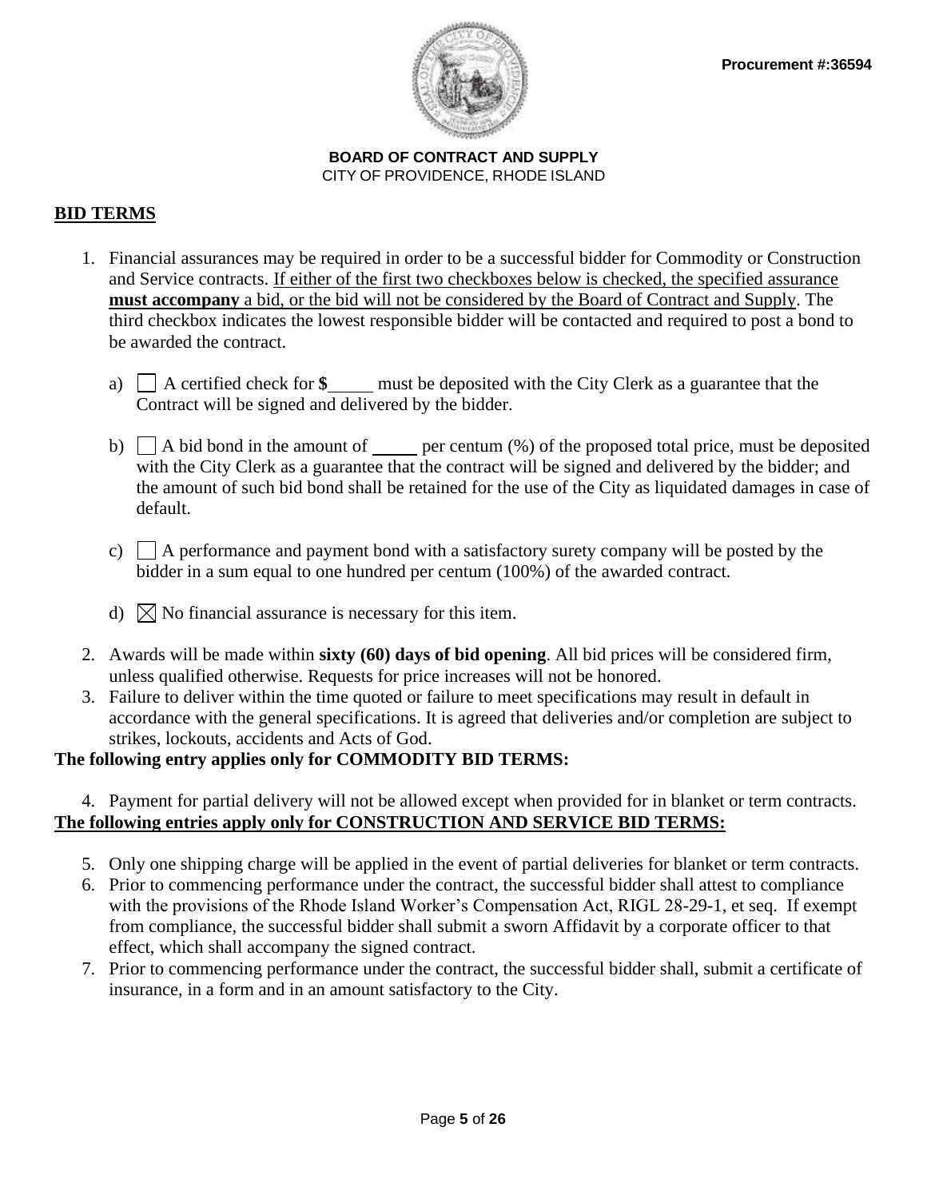Procurement #:36594

**BOARD OF CONTRACT AND SUPPLY**
CITY OF PROVIDENCE, RHODE ISLAND

## BID TERMS

1. Financial assurances may be required in order to be a successful bidder for Commodity or Construction and Service contracts. If either of the first two checkboxes below is checked, the specified assurance **must accompany** a bid, or the bid will not be considered by the Board of Contract and Supply. The third checkbox indicates the lowest responsible bidder will be contacted and required to post a bond to be awarded the contract.

   a) ☐ A certified check for **$**_____ must be deposited with the City Clerk as a guarantee that the Contract will be signed and delivered by the bidder.

   b) ☐ A bid bond in the amount of _____ per centum (%) of the proposed total price, must be deposited with the City Clerk as a guarantee that the contract will be signed and delivered by the bidder; and the amount of such bid bond shall be retained for the use of the City as liquidated damages in case of default.

   c) ☐ A performance and payment bond with a satisfactory surety company will be posted by the bidder in a sum equal to one hundred per centum (100%) of the awarded contract.

   d) ☒ No financial assurance is necessary for this item.

2. Awards will be made within **sixty (60) days of bid opening**. All bid prices will be considered firm, unless qualified otherwise. Requests for price increases will not be honored.
3. Failure to deliver within the time quoted or failure to meet specifications may result in default in accordance with the general specifications. It is agreed that deliveries and/or completion are subject to strikes, lockouts, accidents and Acts of God.

**The following entry applies only for COMMODITY BID TERMS:**

4. Payment for partial delivery will not be allowed except when provided for in blanket or term contracts.

**The following entries apply only for CONSTRUCTION AND SERVICE BID TERMS:**

5. Only one shipping charge will be applied in the event of partial deliveries for blanket or term contracts.
6. Prior to commencing performance under the contract, the successful bidder shall attest to compliance with the provisions of the Rhode Island Worker's Compensation Act, RIGL 28-29-1, et seq. If exempt from compliance, the successful bidder shall submit a sworn Affidavit by a corporate officer to that effect, which shall accompany the signed contract.
7. Prior to commencing performance under the contract, the successful bidder shall, submit a certificate of insurance, in a form and in an amount satisfactory to the City.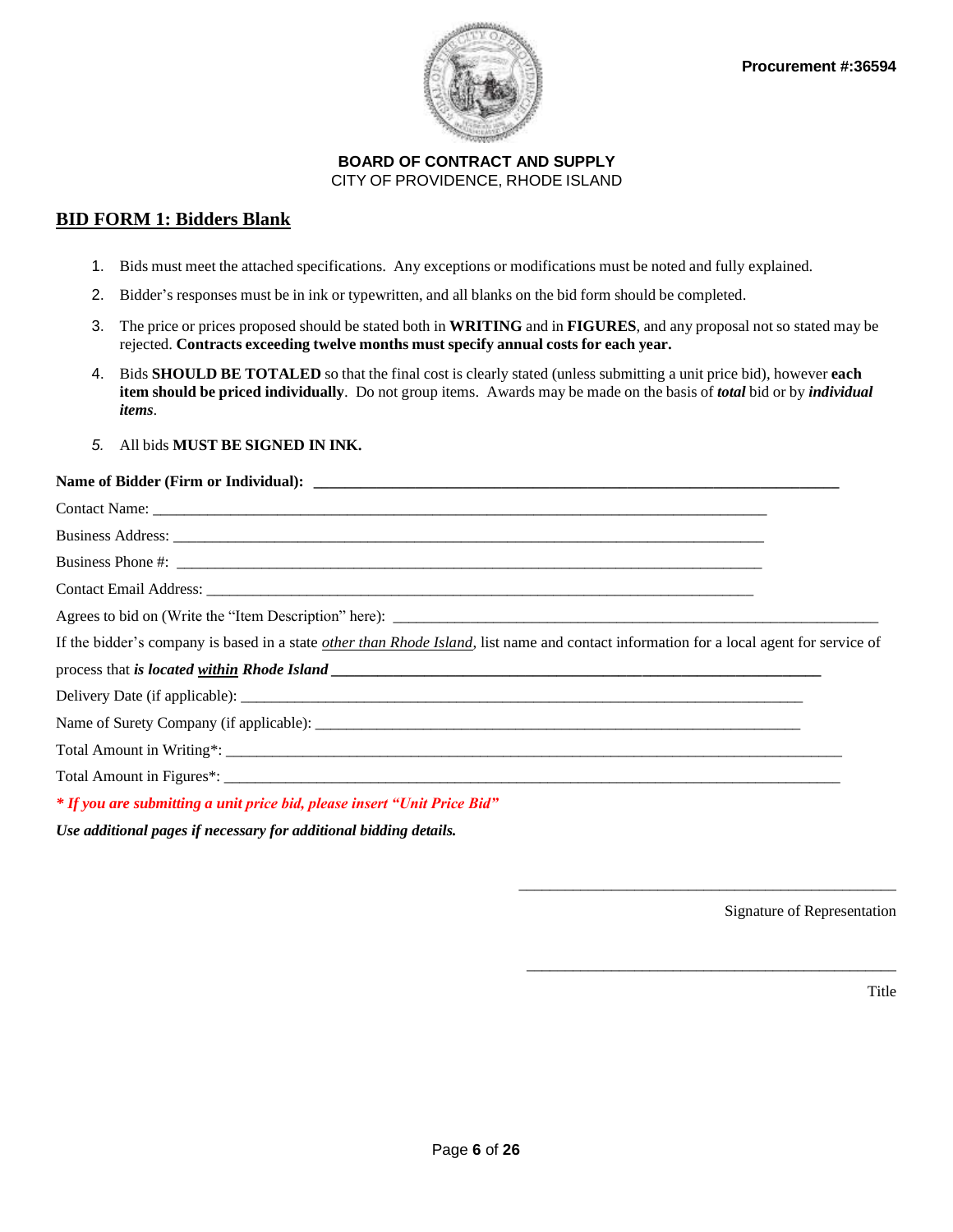Procurement #:36594

**BOARD OF CONTRACT AND SUPPLY**
CITY OF PROVIDENCE, RHODE ISLAND

## BID FORM 1: Bidders Blank

1. Bids must meet the attached specifications. Any exceptions or modifications must be noted and fully explained.
2. Bidder's responses must be in ink or typewritten, and all blanks on the bid form should be completed.
3. The price or prices proposed should be stated both in **WRITING** and in **FIGURES**, and any proposal not so stated may be rejected. **Contracts exceeding twelve months must specify annual costs for each year.**
4. Bids **SHOULD BE TOTALED** so that the final cost is clearly stated (unless submitting a unit price bid), however **each item should be priced individually**. Do not group items. Awards may be made on the basis of ***total*** bid or by ***individual items***.
5. All bids **MUST BE SIGNED IN INK.**

**Name of Bidder (Firm or Individual):** ____________________________________________

Contact Name: ____________________________________________

Business Address: ____________________________________________

Business Phone #: ____________________________________________

Contact Email Address: ____________________________________________

Agrees to bid on (Write the "Item Description" here): ____________________________________________

If the bidder's company is based in a state *other than Rhode Island*, list name and contact information for a local agent for service of process that ***is located within Rhode Island*** ____________________________________________

Delivery Date (if applicable): ____________________________________________

Name of Surety Company (if applicable): ____________________________________________

Total Amount in Writing*: ____________________________________________

Total Amount in Figures*: ____________________________________________

***\* If you are submitting a unit price bid, please insert "Unit Price Bid"***

***Use additional pages if necessary for additional bidding details.***

____________________________________________
Signature of Representation

____________________________________________
Title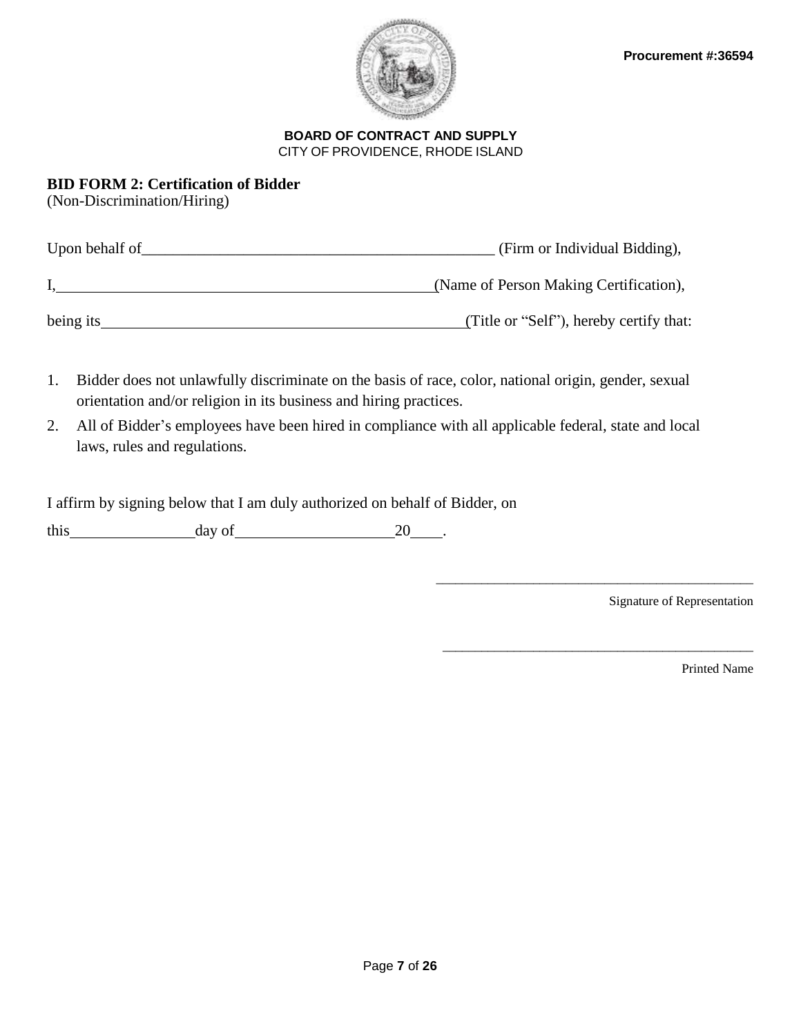**Procurement #:36594**

**BOARD OF CONTRACT AND SUPPLY**
CITY OF PROVIDENCE, RHODE ISLAND

**BID FORM 2: Certification of Bidder**
(Non-Discrimination/Hiring)

Upon behalf of______________________________________________ (Firm or Individual Bidding),

I,_________________________________________________(Name of Person Making Certification),

being its________________________________________________(Title or "Self"), hereby certify that:

1. Bidder does not unlawfully discriminate on the basis of race, color, national origin, gender, sexual orientation and/or religion in its business and hiring practices.
2. All of Bidder's employees have been hired in compliance with all applicable federal, state and local laws, rules and regulations.

I affirm by signing below that I am duly authorized on behalf of Bidder, on

this________________day of____________________20____.

_____________________________________________
Signature of Representation

_____________________________________________
Printed Name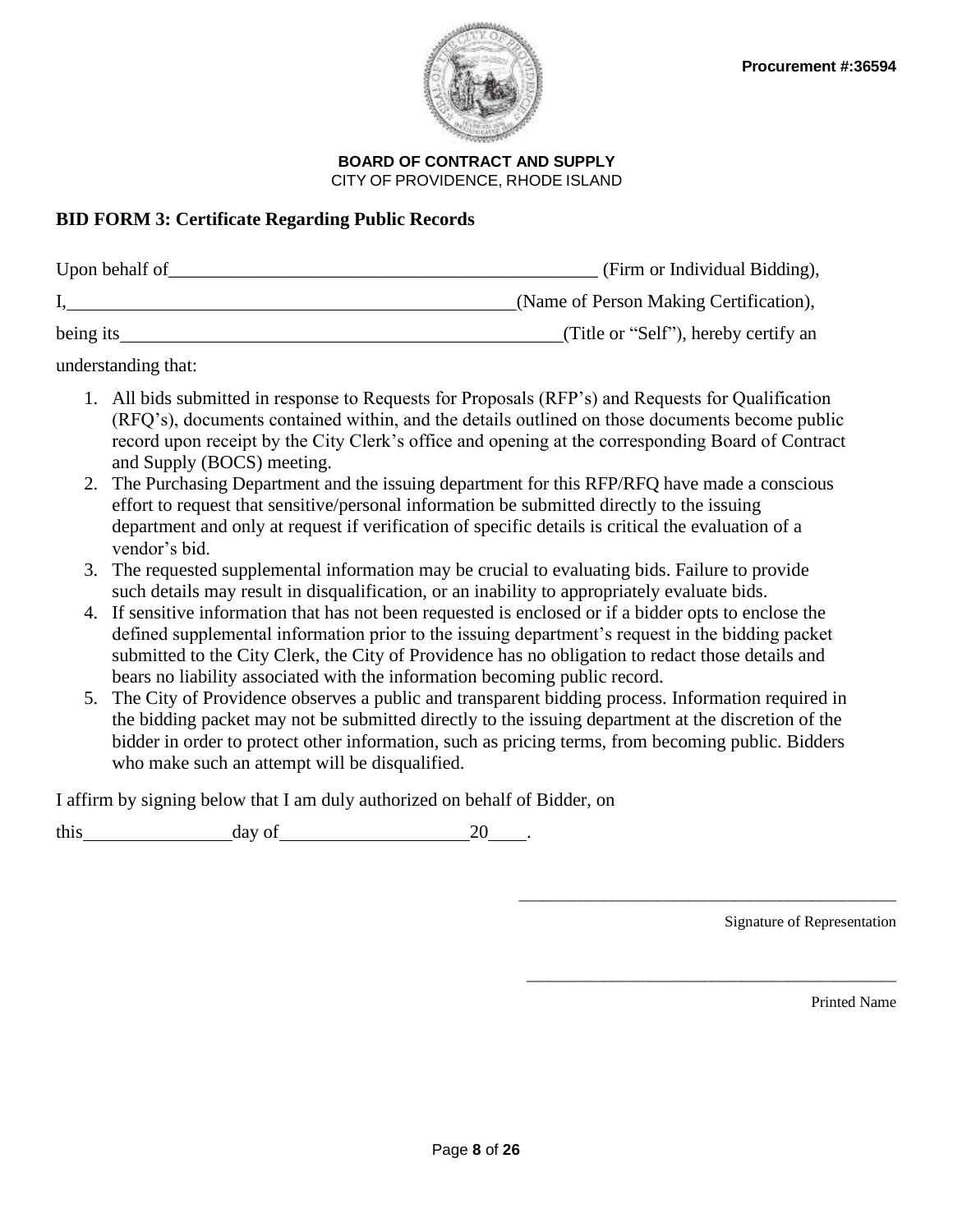Procurement #:36594

**BOARD OF CONTRACT AND SUPPLY**
CITY OF PROVIDENCE, RHODE ISLAND

## BID FORM 3: Certificate Regarding Public Records

Upon behalf of_______________________________________________ (Firm or Individual Bidding),

I,_______________________________________________(Name of Person Making Certification),

being its_______________________________________________(Title or "Self"), hereby certify an understanding that:

1. All bids submitted in response to Requests for Proposals (RFP's) and Requests for Qualification (RFQ's), documents contained within, and the details outlined on those documents become public record upon receipt by the City Clerk's office and opening at the corresponding Board of Contract and Supply (BOCS) meeting.
2. The Purchasing Department and the issuing department for this RFP/RFQ have made a conscious effort to request that sensitive/personal information be submitted directly to the issuing department and only at request if verification of specific details is critical the evaluation of a vendor's bid.
3. The requested supplemental information may be crucial to evaluating bids. Failure to provide such details may result in disqualification, or an inability to appropriately evaluate bids.
4. If sensitive information that has not been requested is enclosed or if a bidder opts to enclose the defined supplemental information prior to the issuing department's request in the bidding packet submitted to the City Clerk, the City of Providence has no obligation to redact those details and bears no liability associated with the information becoming public record.
5. The City of Providence observes a public and transparent bidding process. Information required in the bidding packet may not be submitted directly to the issuing department at the discretion of the bidder in order to protect other information, such as pricing terms, from becoming public. Bidders who make such an attempt will be disqualified.

I affirm by signing below that I am duly authorized on behalf of Bidder, on

this________________day of____________________20____.

_____________________________________________
Signature of Representation

_____________________________________________
Printed Name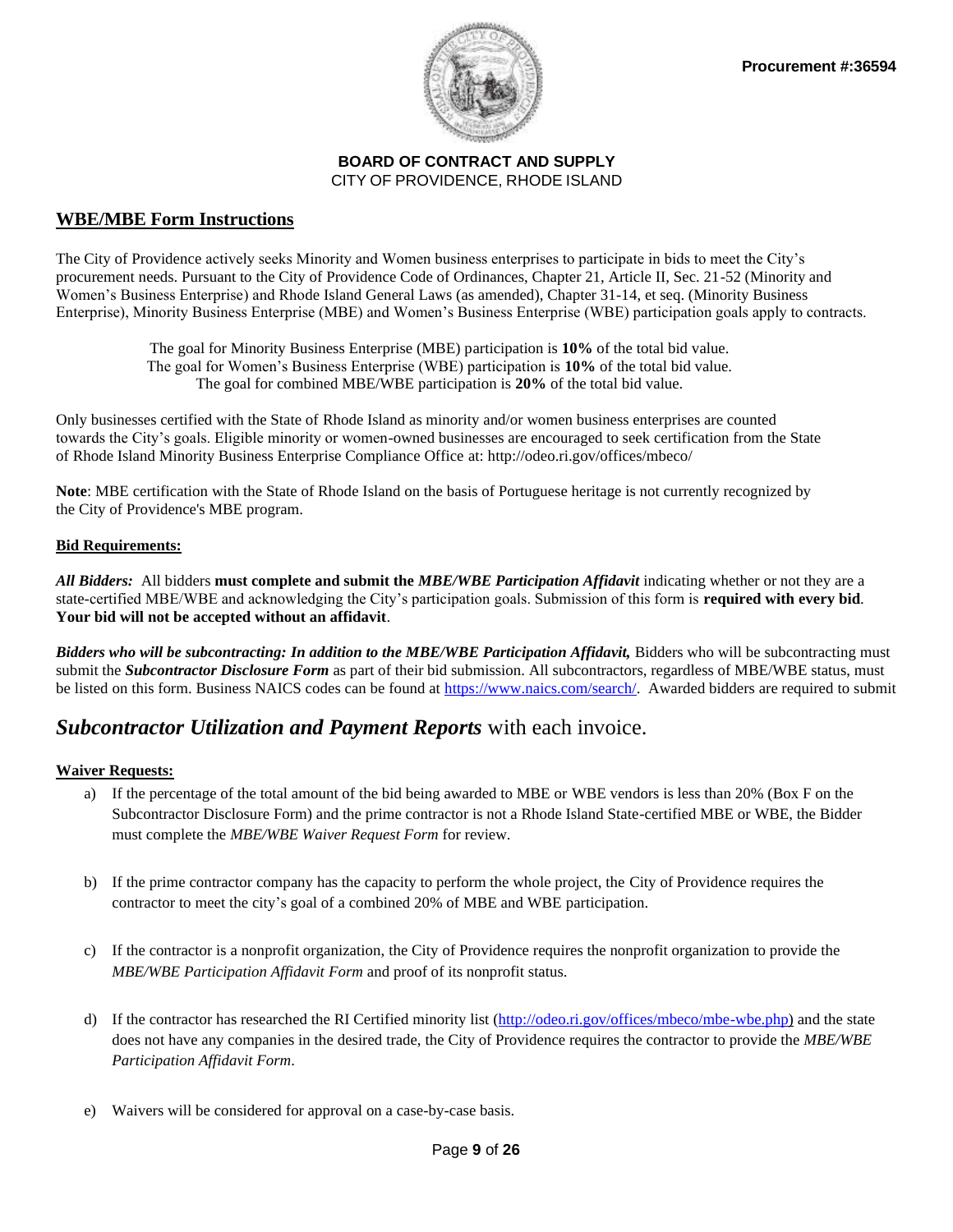**Procurement #:36594**

**BOARD OF CONTRACT AND SUPPLY**
CITY OF PROVIDENCE, RHODE ISLAND

## WBE/MBE Form Instructions

The City of Providence actively seeks Minority and Women business enterprises to participate in bids to meet the City's procurement needs. Pursuant to the City of Providence Code of Ordinances, Chapter 21, Article II, Sec. 21-52 (Minority and Women's Business Enterprise) and Rhode Island General Laws (as amended), Chapter 31-14, et seq. (Minority Business Enterprise), Minority Business Enterprise (MBE) and Women's Business Enterprise (WBE) participation goals apply to contracts.

The goal for Minority Business Enterprise (MBE) participation is **10%** of the total bid value.
The goal for Women's Business Enterprise (WBE) participation is **10%** of the total bid value.
The goal for combined MBE/WBE participation is **20%** of the total bid value.

Only businesses certified with the State of Rhode Island as minority and/or women business enterprises are counted towards the City's goals. Eligible minority or women-owned businesses are encouraged to seek certification from the State of Rhode Island Minority Business Enterprise Compliance Office at: http://odeo.ri.gov/offices/mbeco/

**Note**: MBE certification with the State of Rhode Island on the basis of Portuguese heritage is not currently recognized by the City of Providence's MBE program.

### Bid Requirements:

***All Bidders:*** All bidders **must complete and submit the *MBE/WBE Participation Affidavit*** indicating whether or not they are a state-certified MBE/WBE and acknowledging the City's participation goals. Submission of this form is **required with every bid**. **Your bid will not be accepted without an affidavit**.

***Bidders who will be subcontracting: In addition to the MBE/WBE Participation Affidavit,*** Bidders who will be subcontracting must submit the ***Subcontractor Disclosure Form*** as part of their bid submission. All subcontractors, regardless of MBE/WBE status, must be listed on this form. Business NAICS codes can be found at https://www.naics.com/search/. Awarded bidders are required to submit

## ***Subcontractor Utilization and Payment Reports*** with each invoice.

### Waiver Requests:

a) If the percentage of the total amount of the bid being awarded to MBE or WBE vendors is less than 20% (Box F on the Subcontractor Disclosure Form) and the prime contractor is not a Rhode Island State-certified MBE or WBE, the Bidder must complete the *MBE/WBE Waiver Request Form* for review.

b) If the prime contractor company has the capacity to perform the whole project, the City of Providence requires the contractor to meet the city's goal of a combined 20% of MBE and WBE participation.

c) If the contractor is a nonprofit organization, the City of Providence requires the nonprofit organization to provide the *MBE/WBE Participation Affidavit Form* and proof of its nonprofit status.

d) If the contractor has researched the RI Certified minority list (http://odeo.ri.gov/offices/mbeco/mbe-wbe.php) and the state does not have any companies in the desired trade, the City of Providence requires the contractor to provide the *MBE/WBE Participation Affidavit Form*.

e) Waivers will be considered for approval on a case-by-case basis.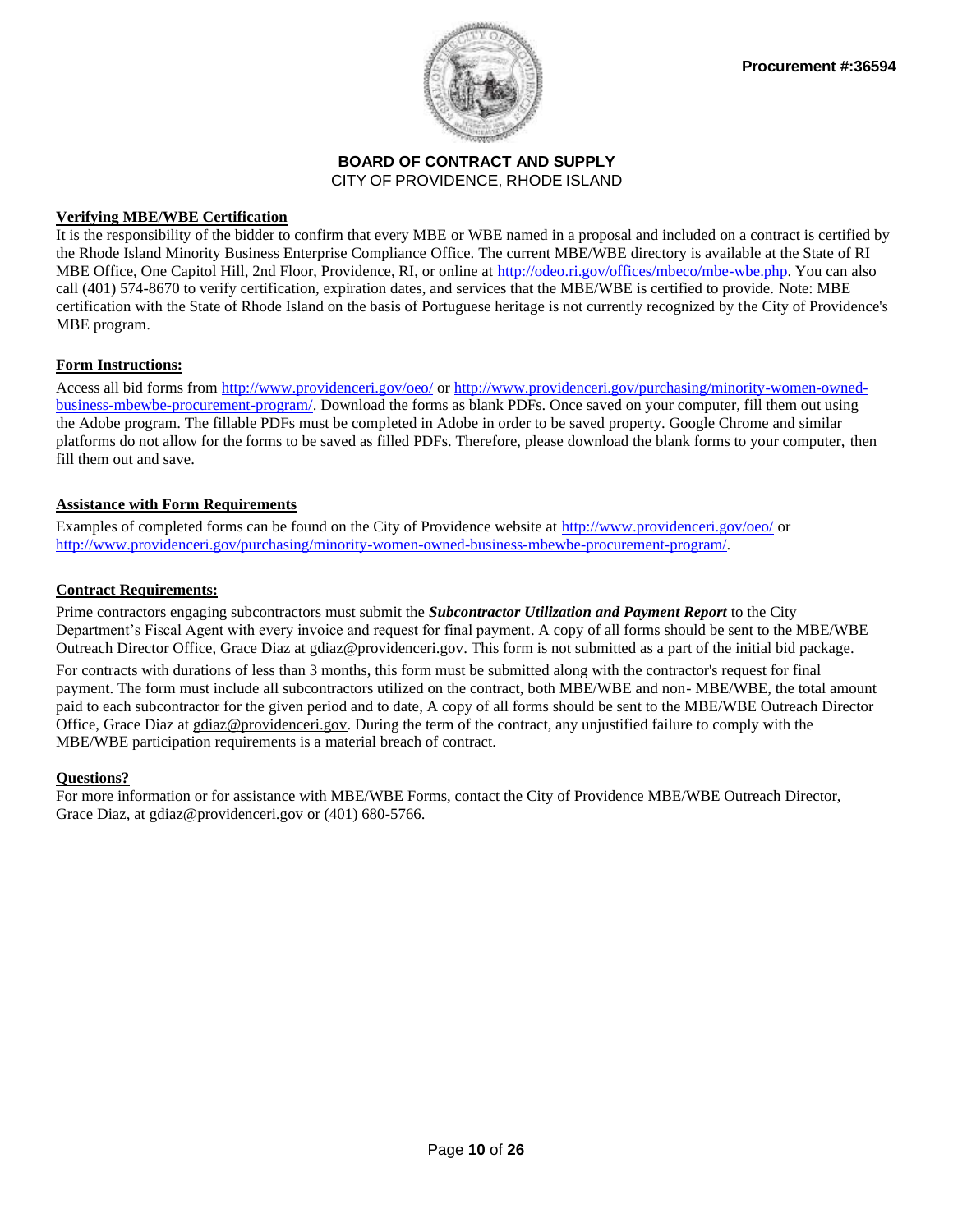Procurement #:36594

**BOARD OF CONTRACT AND SUPPLY**
CITY OF PROVIDENCE, RHODE ISLAND

**Verifying MBE/WBE Certification**

It is the responsibility of the bidder to confirm that every MBE or WBE named in a proposal and included on a contract is certified by the Rhode Island Minority Business Enterprise Compliance Office. The current MBE/WBE directory is available at the State of RI MBE Office, One Capitol Hill, 2nd Floor, Providence, RI, or online at http://odeo.ri.gov/offices/mbeco/mbe-wbe.php. You can also call (401) 574-8670 to verify certification, expiration dates, and services that the MBE/WBE is certified to provide. Note: MBE certification with the State of Rhode Island on the basis of Portuguese heritage is not currently recognized by the City of Providence's MBE program.

**Form Instructions:**

Access all bid forms from http://www.providenceri.gov/oeo/ or http://www.providenceri.gov/purchasing/minority-women-owned-business-mbewbe-procurement-program/. Download the forms as blank PDFs. Once saved on your computer, fill them out using the Adobe program. The fillable PDFs must be completed in Adobe in order to be saved property. Google Chrome and similar platforms do not allow for the forms to be saved as filled PDFs. Therefore, please download the blank forms to your computer, then fill them out and save.

**Assistance with Form Requirements**

Examples of completed forms can be found on the City of Providence website at http://www.providenceri.gov/oeo/ or http://www.providenceri.gov/purchasing/minority-women-owned-business-mbewbe-procurement-program/.

**Contract Requirements:**

Prime contractors engaging subcontractors must submit the ***Subcontractor Utilization and Payment Report*** to the City Department's Fiscal Agent with every invoice and request for final payment. A copy of all forms should be sent to the MBE/WBE Outreach Director Office, Grace Diaz at gdiaz@providenceri.gov. This form is not submitted as a part of the initial bid package.

For contracts with durations of less than 3 months, this form must be submitted along with the contractor's request for final payment. The form must include all subcontractors utilized on the contract, both MBE/WBE and non- MBE/WBE, the total amount paid to each subcontractor for the given period and to date, A copy of all forms should be sent to the MBE/WBE Outreach Director Office, Grace Diaz at gdiaz@providenceri.gov. During the term of the contract, any unjustified failure to comply with the MBE/WBE participation requirements is a material breach of contract.

**Questions?**

For more information or for assistance with MBE/WBE Forms, contact the City of Providence MBE/WBE Outreach Director, Grace Diaz, at gdiaz@providenceri.gov or (401) 680-5766.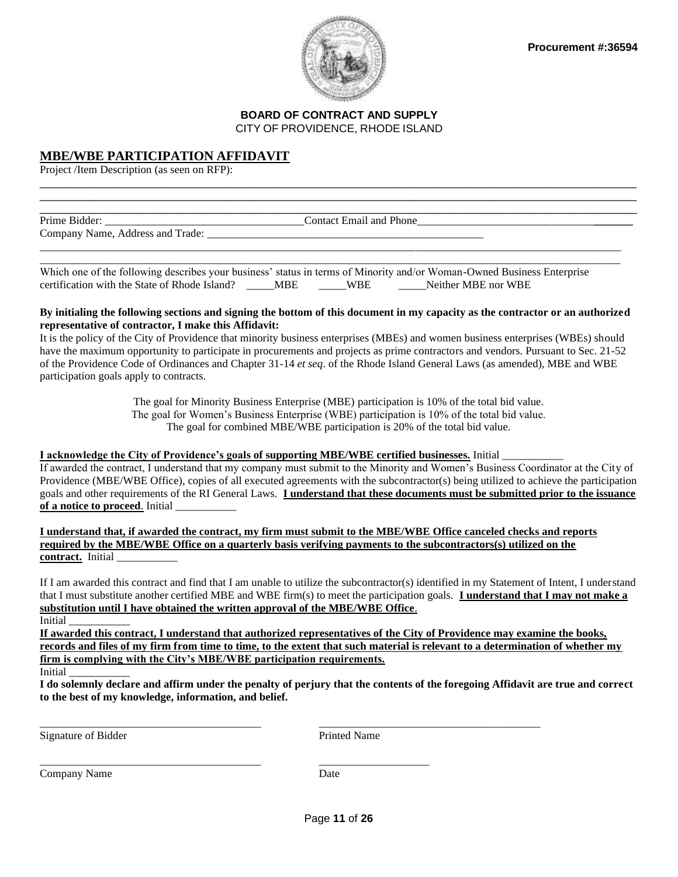**Procurement #:36594**

**BOARD OF CONTRACT AND SUPPLY**
CITY OF PROVIDENCE, RHODE ISLAND

## MBE/WBE PARTICIPATION AFFIDAVIT

Project /Item Description (as seen on RFP):

____________________________________________________________________________________________________
____________________________________________________________________________________________________
____________________________________________________________________________________________________

Prime Bidder: ___________________________________Contact Email and Phone_________________________________________

Company Name, Address and Trade: ____________________________________________________

____________________________________________________________________________________________________
____________________________________________________________________________________________________

Which one of the following describes your business' status in terms of Minority and/or Woman-Owned Business Enterprise certification with the State of Rhode Island? _____MBE _____WBE _____Neither MBE nor WBE

**By initialing the following sections and signing the bottom of this document in my capacity as the contractor or an authorized representative of contractor, I make this Affidavit:**

It is the policy of the City of Providence that minority business enterprises (MBEs) and women business enterprises (WBEs) should have the maximum opportunity to participate in procurements and projects as prime contractors and vendors. Pursuant to Sec. 21-52 of the Providence Code of Ordinances and Chapter 31-14 *et seq*. of the Rhode Island General Laws (as amended), MBE and WBE participation goals apply to contracts.

The goal for Minority Business Enterprise (MBE) participation is 10% of the total bid value.
The goal for Women's Business Enterprise (WBE) participation is 10% of the total bid value.
The goal for combined MBE/WBE participation is 20% of the total bid value.

**I acknowledge the City of Providence's goals of supporting MBE/WBE certified businesses.** Initial ___________

If awarded the contract, I understand that my company must submit to the Minority and Women's Business Coordinator at the City of Providence (MBE/WBE Office), copies of all executed agreements with the subcontractor(s) being utilized to achieve the participation goals and other requirements of the RI General Laws. **I understand that these documents must be submitted prior to the issuance of a notice to proceed**. Initial ___________

**I understand that, if awarded the contract, my firm must submit to the MBE/WBE Office canceled checks and reports required by the MBE/WBE Office on a quarterly basis verifying payments to the subcontractors(s) utilized on the contract.** Initial ___________

If I am awarded this contract and find that I am unable to utilize the subcontractor(s) identified in my Statement of Intent, I understand that I must substitute another certified MBE and WBE firm(s) to meet the participation goals. **I understand that I may not make a substitution until I have obtained the written approval of the MBE/WBE Office**.
Initial ___________

**If awarded this contract, I understand that authorized representatives of the City of Providence may examine the books, records and files of my firm from time to time, to the extent that such material is relevant to a determination of whether my firm is complying with the City's MBE/WBE participation requirements.**
Initial ___________

**I do solemnly declare and affirm under the penalty of perjury that the contents of the foregoing Affidavit are true and correct to the best of my knowledge, information, and belief.**

________________________________________ ________________________________________
Signature of Bidder Printed Name

________________________________________ ____________________
Company Name Date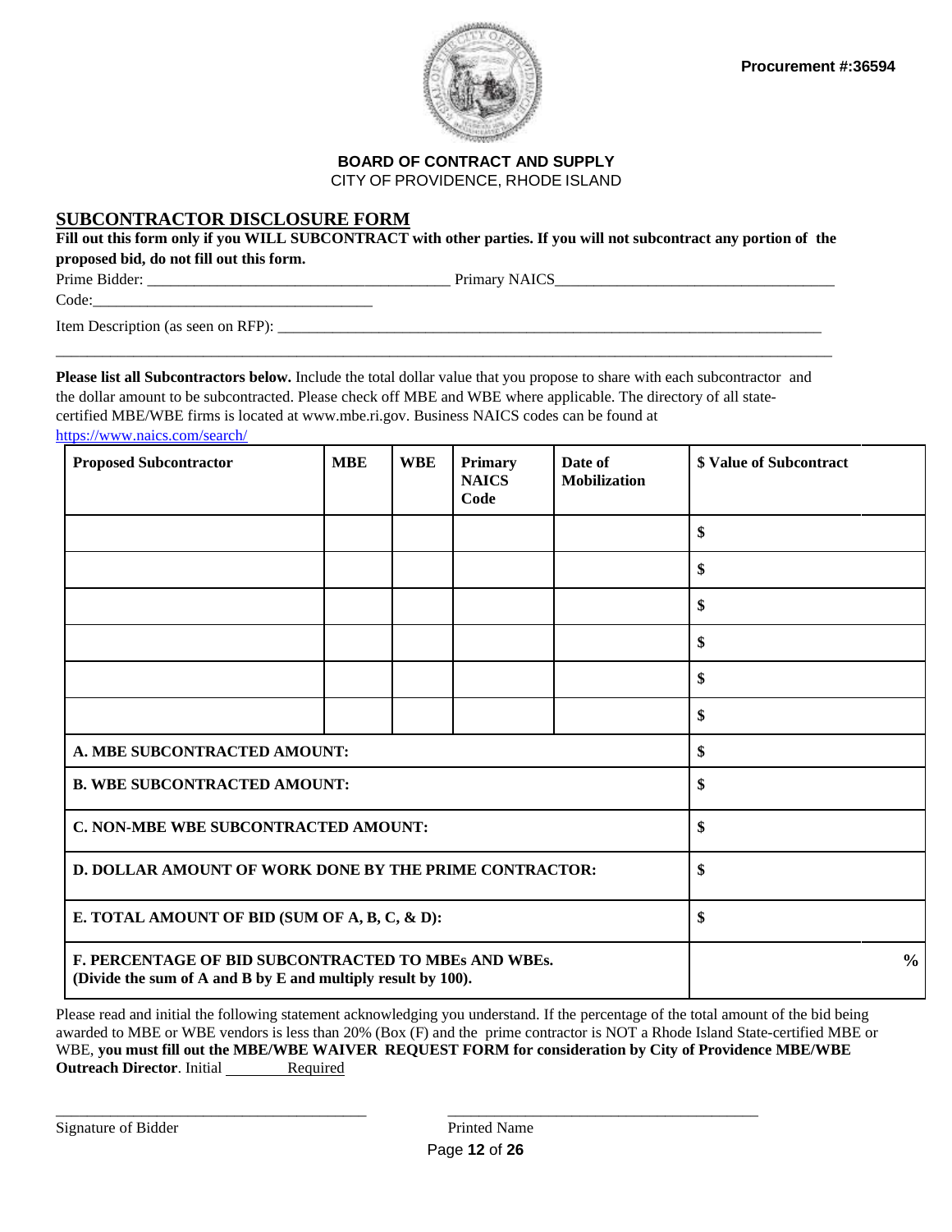Procurement #:36594

**BOARD OF CONTRACT AND SUPPLY**
CITY OF PROVIDENCE, RHODE ISLAND

## SUBCONTRACTOR DISCLOSURE FORM

**Fill out this form only if you WILL SUBCONTRACT with other parties. If you will not subcontract any portion of the proposed bid, do not fill out this form.**

Prime Bidder: ______________________________________ Primary NAICS Code:____________________________________

Item Description (as seen on RFP): ___________________________________________________________________________

_____________________________________________________________________________________________________

**Please list all Subcontractors below.** Include the total dollar value that you propose to share with each subcontractor and the dollar amount to be subcontracted. Please check off MBE and WBE where applicable. The directory of all state-certified MBE/WBE firms is located at www.mbe.ri.gov. Business NAICS codes can be found at https://www.naics.com/search/

| Proposed Subcontractor | MBE | WBE | Primary NAICS Code | Date of Mobilization | $ Value of Subcontract |
|---|---|---|---|---|---|
| | | | | | $ |
| | | | | | $ |
| | | | | | $ |
| | | | | | $ |
| | | | | | $ |
| | | | | | $ |
| **A. MBE SUBCONTRACTED AMOUNT:** | | | | | $ |
| **B. WBE SUBCONTRACTED AMOUNT:** | | | | | $ |
| **C. NON-MBE WBE SUBCONTRACTED AMOUNT:** | | | | | $ |
| **D. DOLLAR AMOUNT OF WORK DONE BY THE PRIME CONTRACTOR:** | | | | | $ |
| **E. TOTAL AMOUNT OF BID (SUM OF A, B, C, & D):** | | | | | $ |
| **F. PERCENTAGE OF BID SUBCONTRACTED TO MBEs AND WBEs. (Divide the sum of A and B by E and multiply result by 100).** | | | | | % |

Please read and initial the following statement acknowledging you understand. If the percentage of the total amount of the bid being awarded to MBE or WBE vendors is less than 20% (Box (F) and the prime contractor is NOT a Rhode Island State-certified MBE or WBE, **you must fill out the MBE/WBE WAIVER REQUEST FORM for consideration by City of Providence MBE/WBE Outreach Director**. Initial ________ Required

_______________________________________ _______________________________________

Signature of Bidder Printed Name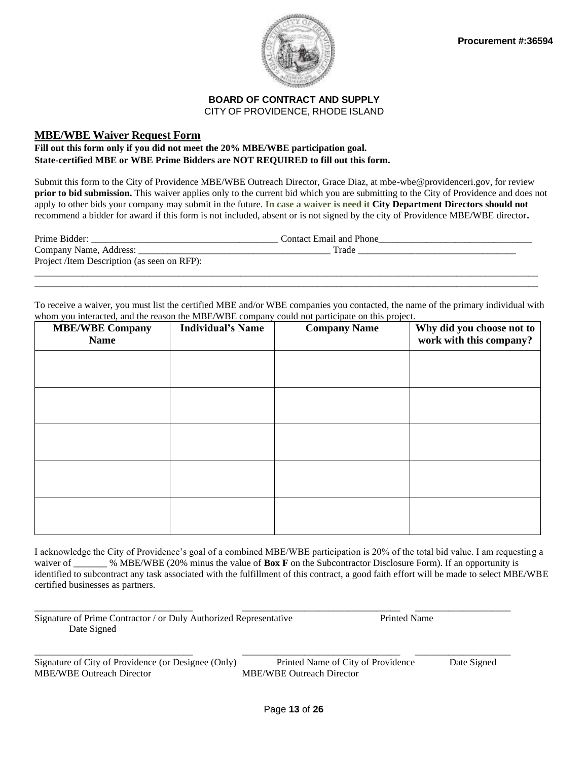**Procurement #:36594**

**BOARD OF CONTRACT AND SUPPLY**
CITY OF PROVIDENCE, RHODE ISLAND

## MBE/WBE Waiver Request Form

**Fill out this form only if you did not meet the 20% MBE/WBE participation goal.**
**State-certified MBE or WBE Prime Bidders are NOT REQUIRED to fill out this form.**

Submit this form to the City of Providence MBE/WBE Outreach Director, Grace Diaz, at mbe-wbe@providenceri.gov, for review **prior to bid submission.** This waiver applies only to the current bid which you are submitting to the City of Providence and does not apply to other bids your company may submit in the future. **In case a waiver is need it City Department Directors should not** recommend a bidder for award if this form is not included, absent or is not signed by the city of Providence MBE/WBE director**.**

Prime Bidder: ______________________________________ Contact Email and Phone________________________________

Company Name, Address: ________________________________________ Trade _________________________________

Project /Item Description (as seen on RFP):

_______________________________________________________________________________________________________

_______________________________________________________________________________________________________

To receive a waiver, you must list the certified MBE and/or WBE companies you contacted, the name of the primary individual with whom you interacted, and the reason the MBE/WBE company could not participate on this project.

| MBE/WBE Company Name | Individual's Name | Company Name | Why did you choose not to work with this company? |
|---|---|---|---|
| | | | |
| | | | |
| | | | |
| | | | |
| | | | |

I acknowledge the City of Providence's goal of a combined MBE/WBE participation is 20% of the total bid value. I am requesting a waiver of _______ % MBE/WBE (20% minus the value of **Box F** on the Subcontractor Disclosure Form). If an opportunity is identified to subcontract any task associated with the fulfillment of this contract, a good faith effort will be made to select MBE/WBE certified businesses as partners.

_________________________________ _________________________________ ____________________

Signature of Prime Contractor / or Duly Authorized Representative Printed Name Date Signed

_________________________________ _________________________________ ____________________

Signature of City of Providence (or Designee (Only) MBE/WBE Outreach Director Printed Name of City of Providence MBE/WBE Outreach Director Date Signed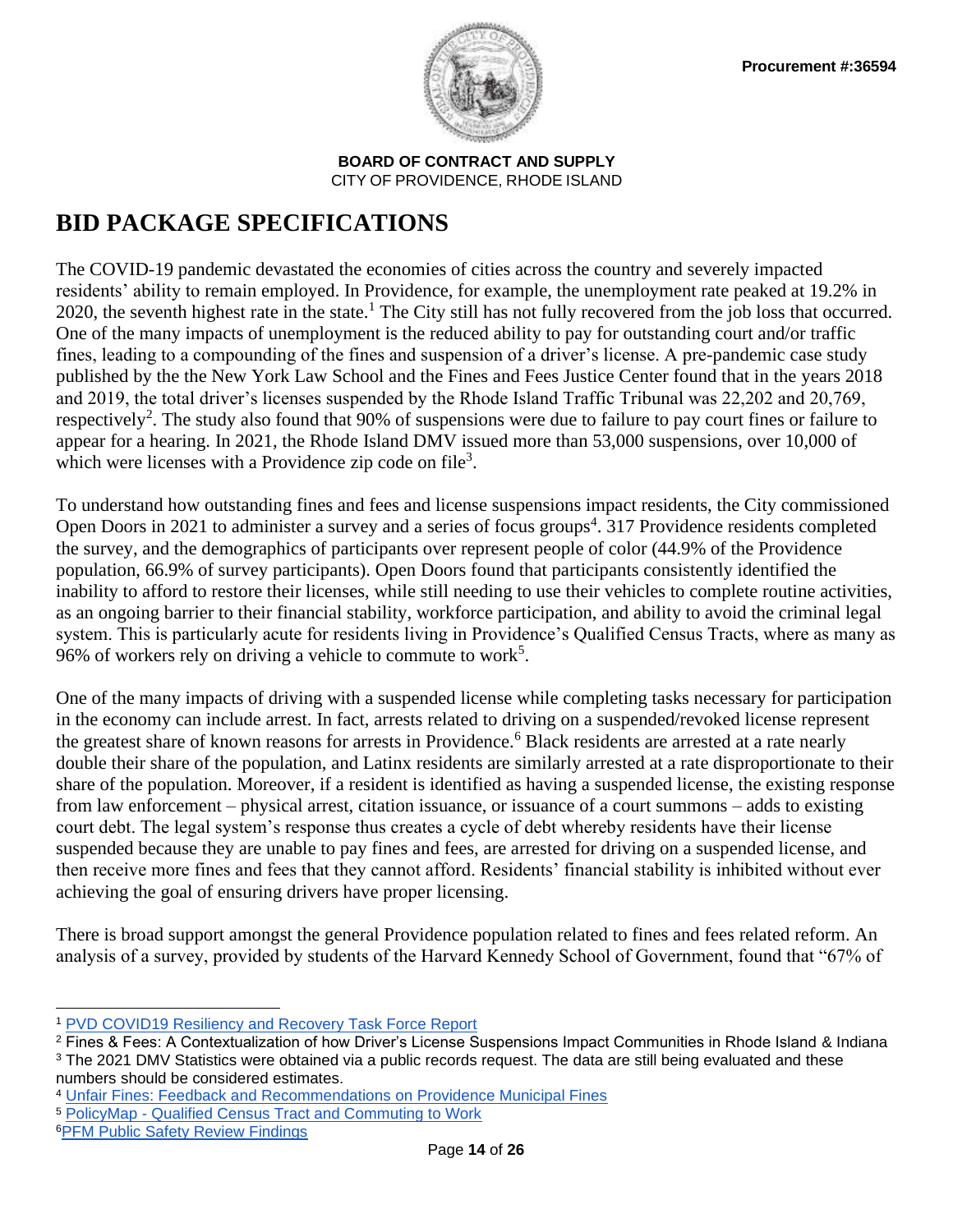**Procurement #:36594**

**BOARD OF CONTRACT AND SUPPLY**
CITY OF PROVIDENCE, RHODE ISLAND

# BID PACKAGE SPECIFICATIONS

The COVID-19 pandemic devastated the economies of cities across the country and severely impacted residents' ability to remain employed. In Providence, for example, the unemployment rate peaked at 19.2% in 2020, the seventh highest rate in the state.[1] The City still has not fully recovered from the job loss that occurred. One of the many impacts of unemployment is the reduced ability to pay for outstanding court and/or traffic fines, leading to a compounding of the fines and suspension of a driver's license. A pre-pandemic case study published by the the New York Law School and the Fines and Fees Justice Center found that in the years 2018 and 2019, the total driver's licenses suspended by the Rhode Island Traffic Tribunal was 22,202 and 20,769, respectively[2]. The study also found that 90% of suspensions were due to failure to pay court fines or failure to appear for a hearing. In 2021, the Rhode Island DMV issued more than 53,000 suspensions, over 10,000 of which were licenses with a Providence zip code on file[3].

To understand how outstanding fines and fees and license suspensions impact residents, the City commissioned Open Doors in 2021 to administer a survey and a series of focus groups[4]. 317 Providence residents completed the survey, and the demographics of participants over represent people of color (44.9% of the Providence population, 66.9% of survey participants). Open Doors found that participants consistently identified the inability to afford to restore their licenses, while still needing to use their vehicles to complete routine activities, as an ongoing barrier to their financial stability, workforce participation, and ability to avoid the criminal legal system. This is particularly acute for residents living in Providence's Qualified Census Tracts, where as many as 96% of workers rely on driving a vehicle to commute to work[5].

One of the many impacts of driving with a suspended license while completing tasks necessary for participation in the economy can include arrest. In fact, arrests related to driving on a suspended/revoked license represent the greatest share of known reasons for arrests in Providence.[6] Black residents are arrested at a rate nearly double their share of the population, and Latinx residents are similarly arrested at a rate disproportionate to their share of the population. Moreover, if a resident is identified as having a suspended license, the existing response from law enforcement – physical arrest, citation issuance, or issuance of a court summons – adds to existing court debt. The legal system's response thus creates a cycle of debt whereby residents have their license suspended because they are unable to pay fines and fees, are arrested for driving on a suspended license, and then receive more fines and fees that they cannot afford. Residents' financial stability is inhibited without ever achieving the goal of ensuring drivers have proper licensing.

There is broad support amongst the general Providence population related to fines and fees related reform. An analysis of a survey, provided by students of the Harvard Kennedy School of Government, found that "67% of

---

[1] PVD COVID19 Resiliency and Recovery Task Force Report
[2] Fines & Fees: A Contextualization of how Driver's License Suspensions Impact Communities in Rhode Island & Indiana
[3] The 2021 DMV Statistics were obtained via a public records request. The data are still being evaluated and these numbers should be considered estimates.
[4] Unfair Fines: Feedback and Recommendations on Providence Municipal Fines
[5] PolicyMap - Qualified Census Tract and Commuting to Work
[6] PFM Public Safety Review Findings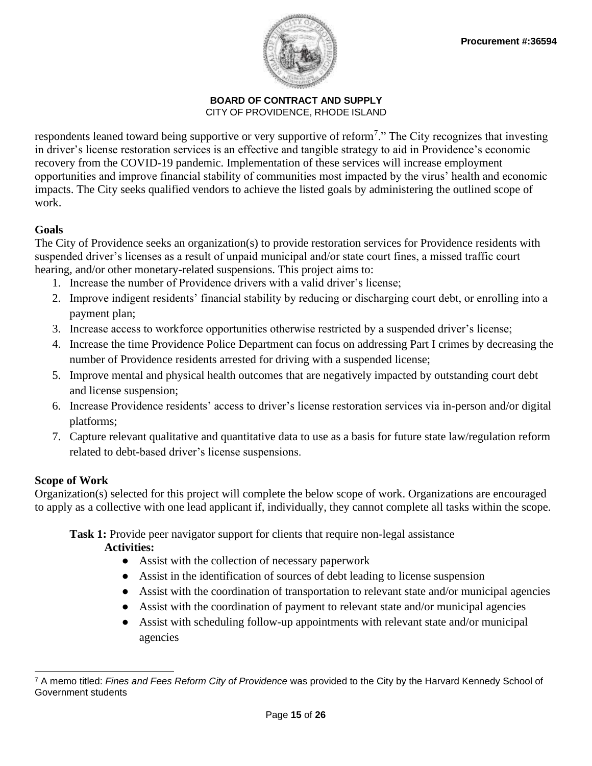respondents leaned toward being supportive or very supportive of reform[7]." The City recognizes that investing in driver's license restoration services is an effective and tangible strategy to aid in Providence's economic recovery from the COVID-19 pandemic. Implementation of these services will increase employment opportunities and improve financial stability of communities most impacted by the virus' health and economic impacts. The City seeks qualified vendors to achieve the listed goals by administering the outlined scope of work.

**Goals**

The City of Providence seeks an organization(s) to provide restoration services for Providence residents with suspended driver's licenses as a result of unpaid municipal and/or state court fines, a missed traffic court hearing, and/or other monetary-related suspensions. This project aims to:

1. Increase the number of Providence drivers with a valid driver's license;
2. Improve indigent residents' financial stability by reducing or discharging court debt, or enrolling into a payment plan;
3. Increase access to workforce opportunities otherwise restricted by a suspended driver's license;
4. Increase the time Providence Police Department can focus on addressing Part I crimes by decreasing the number of Providence residents arrested for driving with a suspended license;
5. Improve mental and physical health outcomes that are negatively impacted by outstanding court debt and license suspension;
6. Increase Providence residents' access to driver's license restoration services via in-person and/or digital platforms;
7. Capture relevant qualitative and quantitative data to use as a basis for future state law/regulation reform related to debt-based driver's license suspensions.

**Scope of Work**

Organization(s) selected for this project will complete the below scope of work. Organizations are encouraged to apply as a collective with one lead applicant if, individually, they cannot complete all tasks within the scope.

**Task 1:** Provide peer navigator support for clients that require non-legal assistance

**Activities:**

- Assist with the collection of necessary paperwork
- Assist in the identification of sources of debt leading to license suspension
- Assist with the coordination of transportation to relevant state and/or municipal agencies
- Assist with the coordination of payment to relevant state and/or municipal agencies
- Assist with scheduling follow-up appointments with relevant state and/or municipal agencies

[7] A memo titled: *Fines and Fees Reform City of Providence* was provided to the City by the Harvard Kennedy School of Government students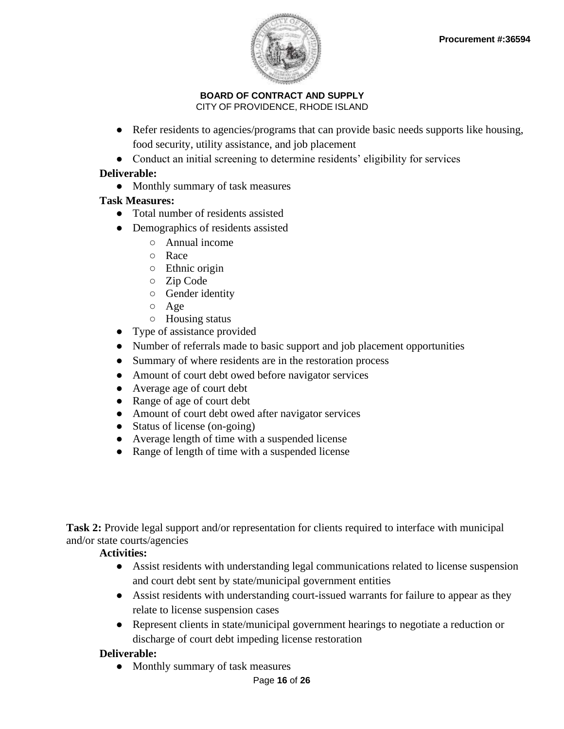- Refer residents to agencies/programs that can provide basic needs supports like housing, food security, utility assistance, and job placement
- Conduct an initial screening to determine residents' eligibility for services

**Deliverable:**

- Monthly summary of task measures

**Task Measures:**

- Total number of residents assisted
- Demographics of residents assisted
    - Annual income
    - Race
    - Ethnic origin
    - Zip Code
    - Gender identity
    - Age
    - Housing status
- Type of assistance provided
- Number of referrals made to basic support and job placement opportunities
- Summary of where residents are in the restoration process
- Amount of court debt owed before navigator services
- Average age of court debt
- Range of age of court debt
- Amount of court debt owed after navigator services
- Status of license (on-going)
- Average length of time with a suspended license
- Range of length of time with a suspended license

**Task 2:** Provide legal support and/or representation for clients required to interface with municipal and/or state courts/agencies

**Activities:**

- Assist residents with understanding legal communications related to license suspension and court debt sent by state/municipal government entities
- Assist residents with understanding court-issued warrants for failure to appear as they relate to license suspension cases
- Represent clients in state/municipal government hearings to negotiate a reduction or discharge of court debt impeding license restoration

**Deliverable:**

- Monthly summary of task measures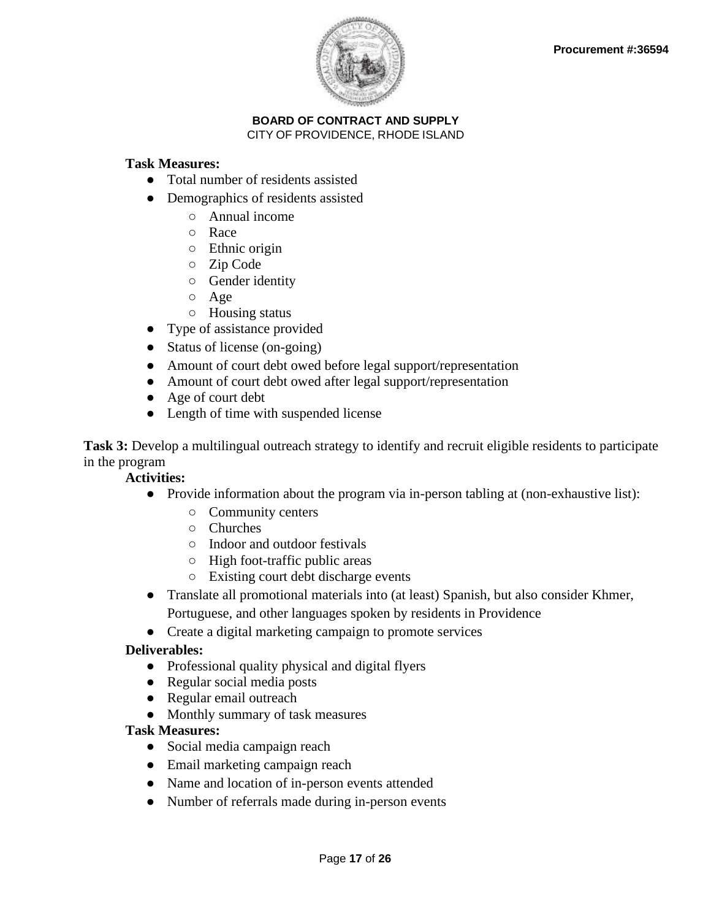**Task Measures:**

- Total number of residents assisted
- Demographics of residents assisted
  - Annual income
  - Race
  - Ethnic origin
  - Zip Code
  - Gender identity
  - Age
  - Housing status
- Type of assistance provided
- Status of license (on-going)
- Amount of court debt owed before legal support/representation
- Amount of court debt owed after legal support/representation
- Age of court debt
- Length of time with suspended license

**Task 3:** Develop a multilingual outreach strategy to identify and recruit eligible residents to participate in the program

**Activities:**

- Provide information about the program via in-person tabling at (non-exhaustive list):
  - Community centers
  - Churches
  - Indoor and outdoor festivals
  - High foot-traffic public areas
  - Existing court debt discharge events
- Translate all promotional materials into (at least) Spanish, but also consider Khmer, Portuguese, and other languages spoken by residents in Providence
- Create a digital marketing campaign to promote services

**Deliverables:**

- Professional quality physical and digital flyers
- Regular social media posts
- Regular email outreach
- Monthly summary of task measures

**Task Measures:**

- Social media campaign reach
- Email marketing campaign reach
- Name and location of in-person events attended
- Number of referrals made during in-person events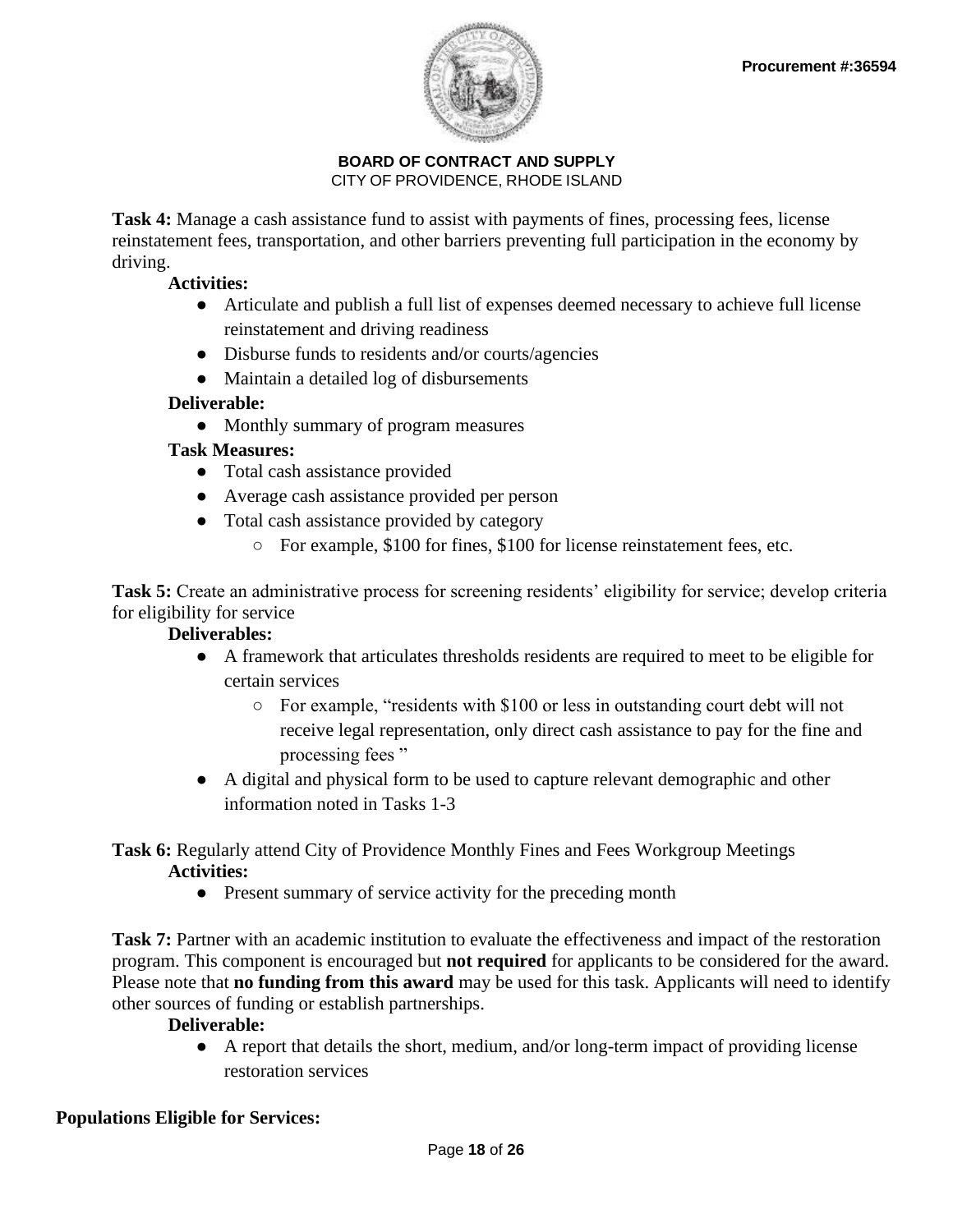**Task 4:** Manage a cash assistance fund to assist with payments of fines, processing fees, license reinstatement fees, transportation, and other barriers preventing full participation in the economy by driving.

**Activities:**

- Articulate and publish a full list of expenses deemed necessary to achieve full license reinstatement and driving readiness
- Disburse funds to residents and/or courts/agencies
- Maintain a detailed log of disbursements

**Deliverable:**

- Monthly summary of program measures

**Task Measures:**

- Total cash assistance provided
- Average cash assistance provided per person
- Total cash assistance provided by category
  - For example, $100 for fines, $100 for license reinstatement fees, etc.

**Task 5:** Create an administrative process for screening residents' eligibility for service; develop criteria for eligibility for service

**Deliverables:**

- A framework that articulates thresholds residents are required to meet to be eligible for certain services
  - For example, "residents with $100 or less in outstanding court debt will not receive legal representation, only direct cash assistance to pay for the fine and processing fees "
- A digital and physical form to be used to capture relevant demographic and other information noted in Tasks 1-3

**Task 6:** Regularly attend City of Providence Monthly Fines and Fees Workgroup Meetings

**Activities:**

- Present summary of service activity for the preceding month

**Task 7:** Partner with an academic institution to evaluate the effectiveness and impact of the restoration program. This component is encouraged but **not required** for applicants to be considered for the award. Please note that **no funding from this award** may be used for this task. Applicants will need to identify other sources of funding or establish partnerships.

**Deliverable:**

- A report that details the short, medium, and/or long-term impact of providing license restoration services

**Populations Eligible for Services:**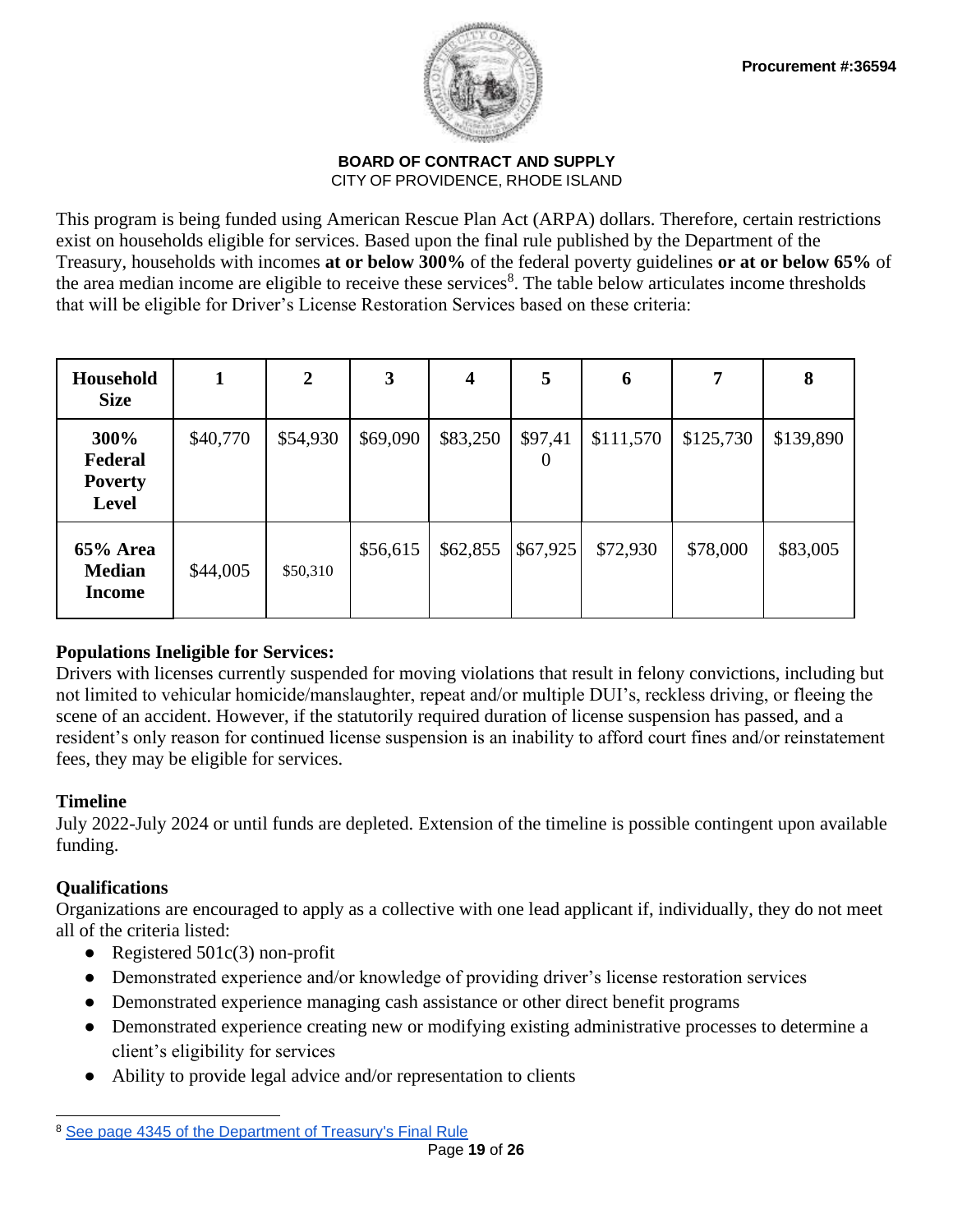Procurement #:36594

**BOARD OF CONTRACT AND SUPPLY**
CITY OF PROVIDENCE, RHODE ISLAND

This program is being funded using American Rescue Plan Act (ARPA) dollars. Therefore, certain restrictions exist on households eligible for services. Based upon the final rule published by the Department of the Treasury, households with incomes **at or below 300%** of the federal poverty guidelines **or at or below 65%** of the area median income are eligible to receive these services[8]. The table below articulates income thresholds that will be eligible for Driver's License Restoration Services based on these criteria:

| Household Size | 1 | 2 | 3 | 4 | 5 | 6 | 7 | 8 |
|---|---|---|---|---|---|---|---|---|
| **300% Federal Poverty Level** | $40,770 | $54,930 | $69,090 | $83,250 | $97,410 | $111,570 | $125,730 | $139,890 |
| **65% Area Median Income** | $44,005 | $50,310 | $56,615 | $62,855 | $67,925 | $72,930 | $78,000 | $83,005 |

**Populations Ineligible for Services:**
Drivers with licenses currently suspended for moving violations that result in felony convictions, including but not limited to vehicular homicide/manslaughter, repeat and/or multiple DUI's, reckless driving, or fleeing the scene of an accident. However, if the statutorily required duration of license suspension has passed, and a resident's only reason for continued license suspension is an inability to afford court fines and/or reinstatement fees, they may be eligible for services.

**Timeline**
July 2022-July 2024 or until funds are depleted. Extension of the timeline is possible contingent upon available funding.

**Qualifications**
Organizations are encouraged to apply as a collective with one lead applicant if, individually, they do not meet all of the criteria listed:

- Registered 501c(3) non-profit
- Demonstrated experience and/or knowledge of providing driver's license restoration services
- Demonstrated experience managing cash assistance or other direct benefit programs
- Demonstrated experience creating new or modifying existing administrative processes to determine a client's eligibility for services
- Ability to provide legal advice and/or representation to clients

[8] See page 4345 of the Department of Treasury's Final Rule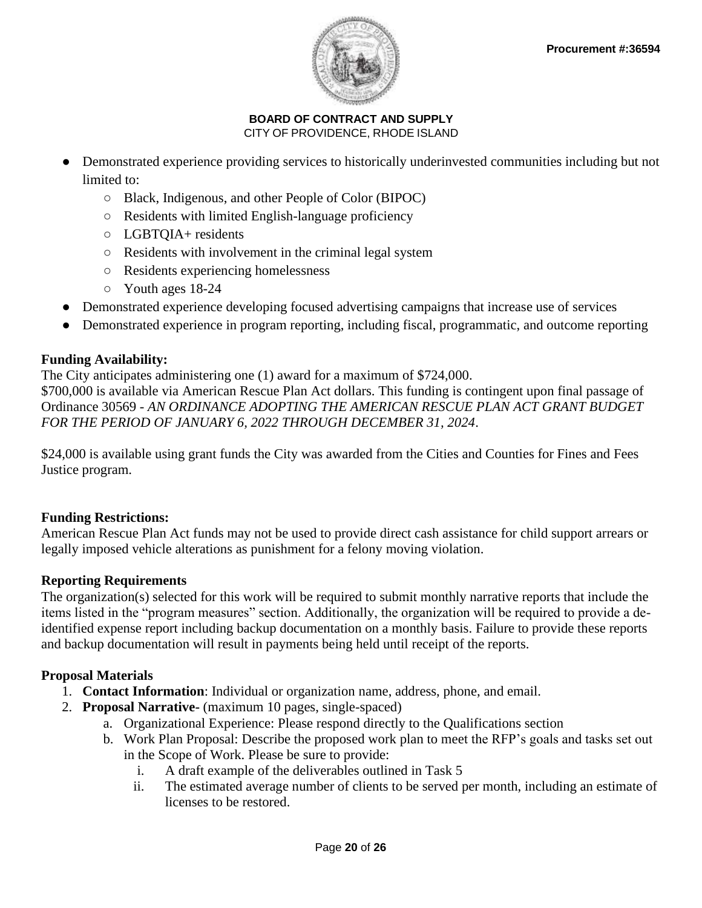- Demonstrated experience providing services to historically underinvested communities including but not limited to:
    - Black, Indigenous, and other People of Color (BIPOC)
    - Residents with limited English-language proficiency
    - LGBTQIA+ residents
    - Residents with involvement in the criminal legal system
    - Residents experiencing homelessness
    - Youth ages 18-24
- Demonstrated experience developing focused advertising campaigns that increase use of services
- Demonstrated experience in program reporting, including fiscal, programmatic, and outcome reporting

**Funding Availability:**
The City anticipates administering one (1) award for a maximum of $724,000.
$700,000 is available via American Rescue Plan Act dollars. This funding is contingent upon final passage of Ordinance 30569 - *AN ORDINANCE ADOPTING THE AMERICAN RESCUE PLAN ACT GRANT BUDGET FOR THE PERIOD OF JANUARY 6, 2022 THROUGH DECEMBER 31, 2024*.

$24,000 is available using grant funds the City was awarded from the Cities and Counties for Fines and Fees Justice program.

**Funding Restrictions:**
American Rescue Plan Act funds may not be used to provide direct cash assistance for child support arrears or legally imposed vehicle alterations as punishment for a felony moving violation.

**Reporting Requirements**
The organization(s) selected for this work will be required to submit monthly narrative reports that include the items listed in the "program measures" section. Additionally, the organization will be required to provide a de-identified expense report including backup documentation on a monthly basis. Failure to provide these reports and backup documentation will result in payments being held until receipt of the reports.

**Proposal Materials**

1. **Contact Information**: Individual or organization name, address, phone, and email.
2. **Proposal Narrative-** (maximum 10 pages, single-spaced)
    a. Organizational Experience: Please respond directly to the Qualifications section
    b. Work Plan Proposal: Describe the proposed work plan to meet the RFP's goals and tasks set out in the Scope of Work. Please be sure to provide:
        i. A draft example of the deliverables outlined in Task 5
        ii. The estimated average number of clients to be served per month, including an estimate of licenses to be restored.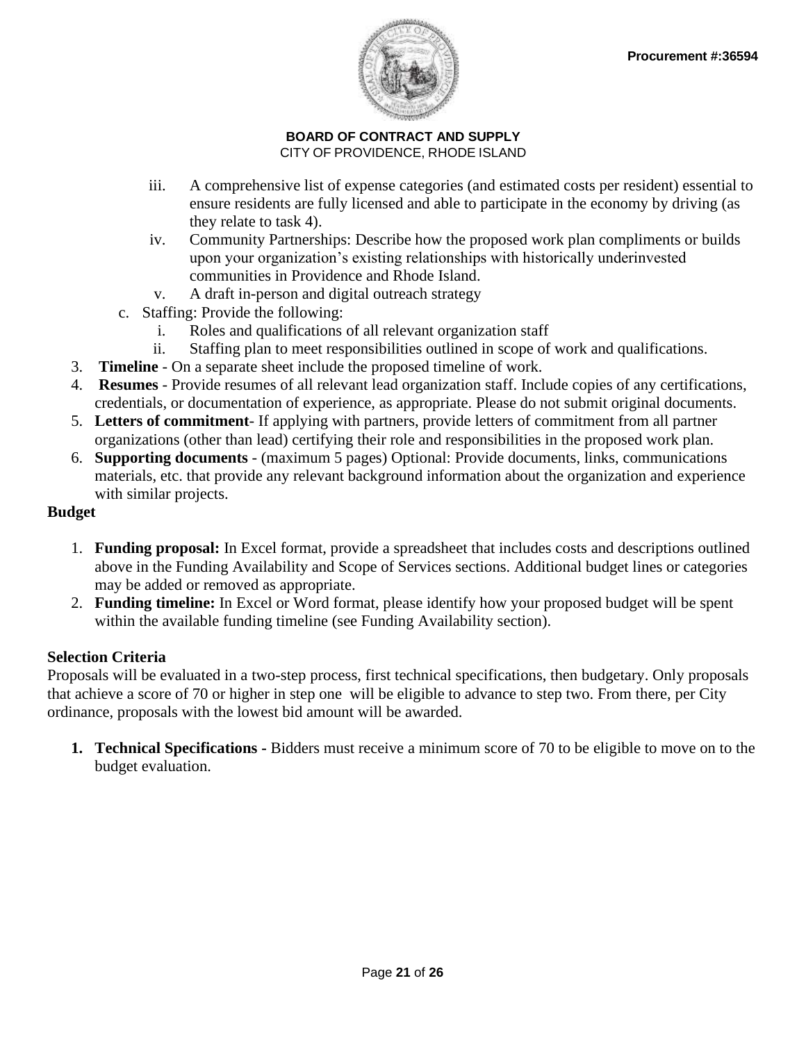iii. A comprehensive list of expense categories (and estimated costs per resident) essential to ensure residents are fully licensed and able to participate in the economy by driving (as they relate to task 4).

iv. Community Partnerships: Describe how the proposed work plan compliments or builds upon your organization's existing relationships with historically underinvested communities in Providence and Rhode Island.

v. A draft in-person and digital outreach strategy

c. Staffing: Provide the following:

i. Roles and qualifications of all relevant organization staff

ii. Staffing plan to meet responsibilities outlined in scope of work and qualifications.

3. **Timeline** - On a separate sheet include the proposed timeline of work.
4. **Resumes** - Provide resumes of all relevant lead organization staff. Include copies of any certifications, credentials, or documentation of experience, as appropriate. Please do not submit original documents.
5. **Letters of commitment**- If applying with partners, provide letters of commitment from all partner organizations (other than lead) certifying their role and responsibilities in the proposed work plan.
6. **Supporting documents** - (maximum 5 pages) Optional: Provide documents, links, communications materials, etc. that provide any relevant background information about the organization and experience with similar projects.

**Budget**

1. **Funding proposal:** In Excel format, provide a spreadsheet that includes costs and descriptions outlined above in the Funding Availability and Scope of Services sections. Additional budget lines or categories may be added or removed as appropriate.
2. **Funding timeline:** In Excel or Word format, please identify how your proposed budget will be spent within the available funding timeline (see Funding Availability section).

**Selection Criteria**

Proposals will be evaluated in a two-step process, first technical specifications, then budgetary. Only proposals that achieve a score of 70 or higher in step one will be eligible to advance to step two. From there, per City ordinance, proposals with the lowest bid amount will be awarded.

1. **Technical Specifications -** Bidders must receive a minimum score of 70 to be eligible to move on to the budget evaluation.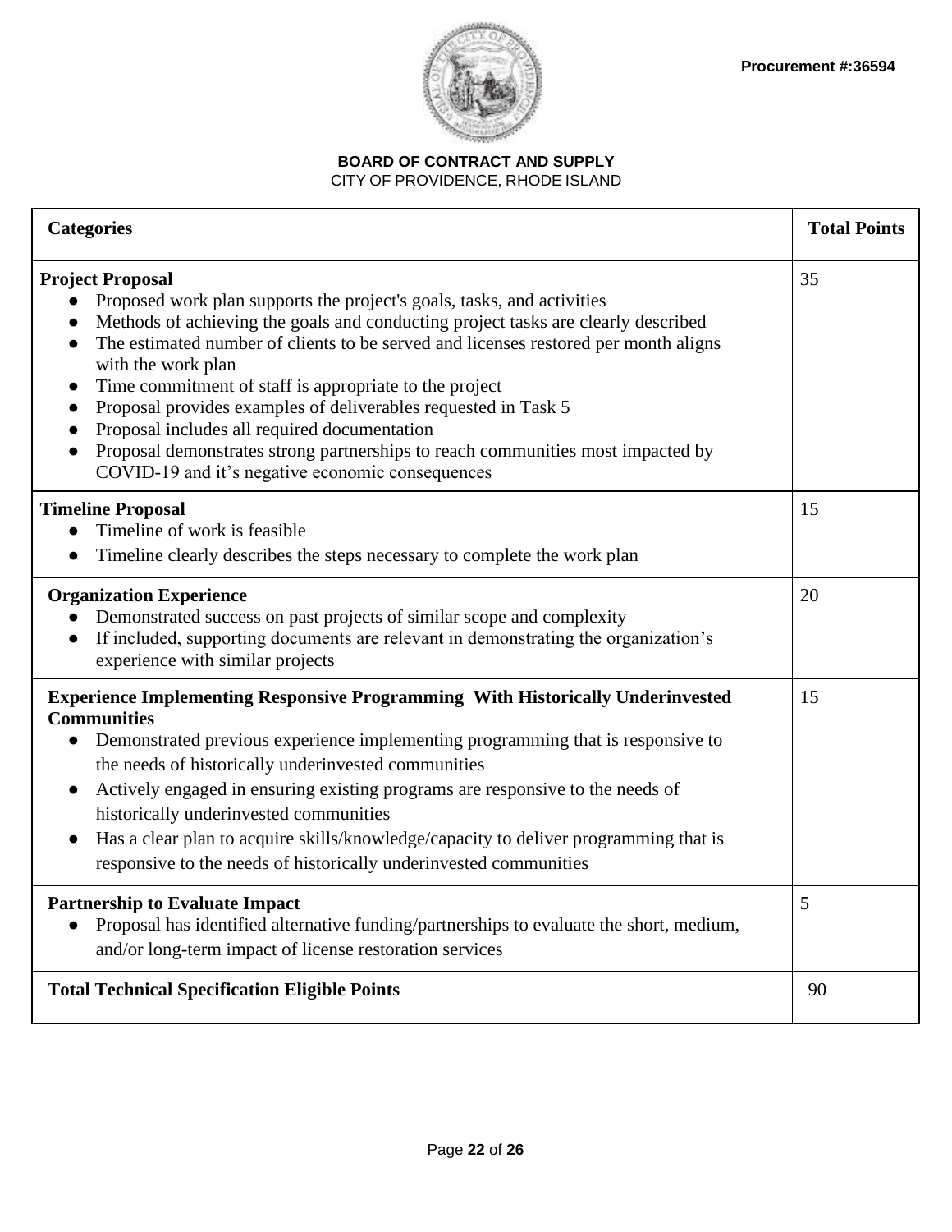**Procurement #:36594**

**BOARD OF CONTRACT AND SUPPLY**
CITY OF PROVIDENCE, RHODE ISLAND

| Categories | Total Points |
|---|---|
| **Project Proposal**<br>● Proposed work plan supports the project's goals, tasks, and activities<br>● Methods of achieving the goals and conducting project tasks are clearly described<br>● The estimated number of clients to be served and licenses restored per month aligns with the work plan<br>● Time commitment of staff is appropriate to the project<br>● Proposal provides examples of deliverables requested in Task 5<br>● Proposal includes all required documentation<br>● Proposal demonstrates strong partnerships to reach communities most impacted by COVID-19 and it's negative economic consequences | 35 |
| **Timeline Proposal**<br>● Timeline of work is feasible<br>● Timeline clearly describes the steps necessary to complete the work plan | 15 |
| **Organization Experience**<br>● Demonstrated success on past projects of similar scope and complexity<br>● If included, supporting documents are relevant in demonstrating the organization's experience with similar projects | 20 |
| **Experience Implementing Responsive Programming With Historically Underinvested Communities**<br>● Demonstrated previous experience implementing programming that is responsive to the needs of historically underinvested communities<br>● Actively engaged in ensuring existing programs are responsive to the needs of historically underinvested communities<br>● Has a clear plan to acquire skills/knowledge/capacity to deliver programming that is responsive to the needs of historically underinvested communities | 15 |
| **Partnership to Evaluate Impact**<br>● Proposal has identified alternative funding/partnerships to evaluate the short, medium, and/or long-term impact of license restoration services | 5 |
| **Total Technical Specification Eligible Points** | 90 |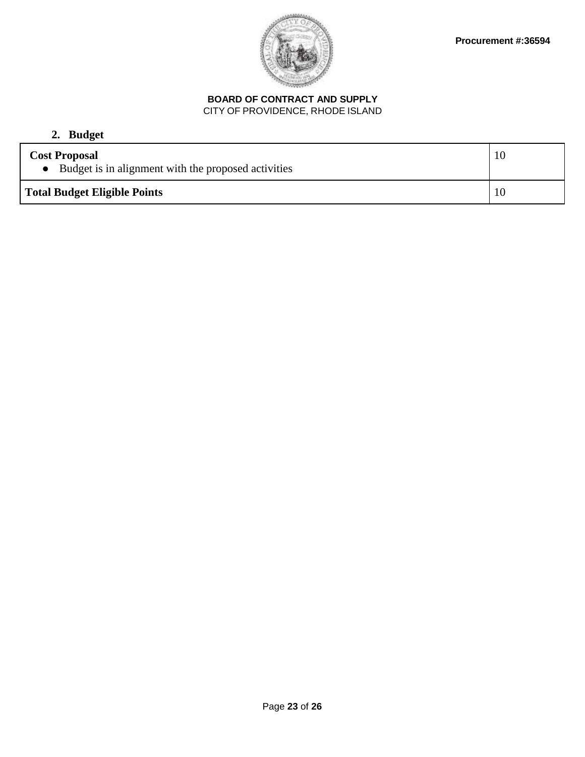**BOARD OF CONTRACT AND SUPPLY**
CITY OF PROVIDENCE, RHODE ISLAND

**Procurement #:36594**

### 2. Budget

| | |
|---|---|
| **Cost Proposal**<br>● Budget is in alignment with the proposed activities | 10 |
| **Total Budget Eligible Points** | 10 |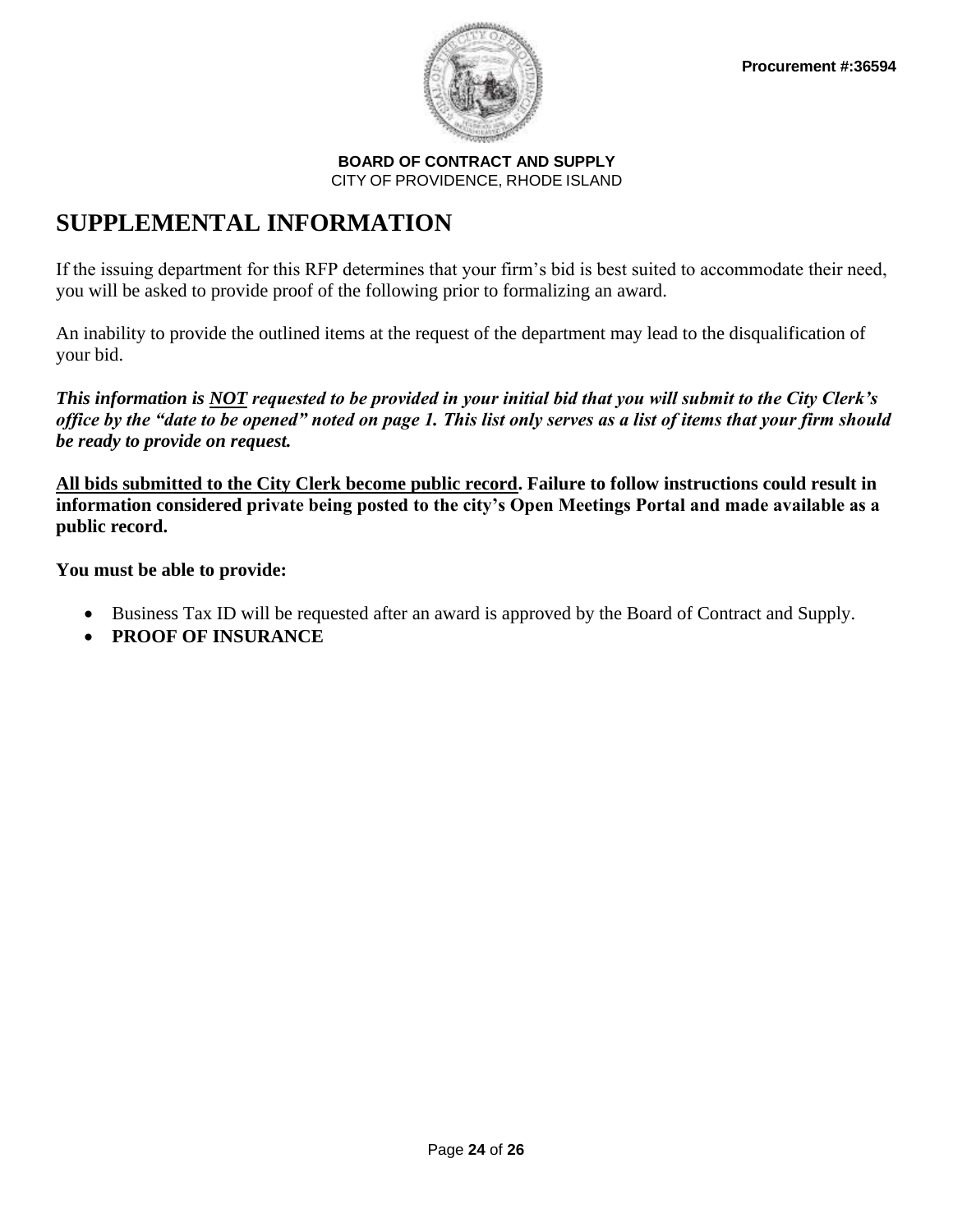Procurement #:36594

**BOARD OF CONTRACT AND SUPPLY**
CITY OF PROVIDENCE, RHODE ISLAND

# SUPPLEMENTAL INFORMATION

If the issuing department for this RFP determines that your firm's bid is best suited to accommodate their need, you will be asked to provide proof of the following prior to formalizing an award.

An inability to provide the outlined items at the request of the department may lead to the disqualification of your bid.

***This information is NOT requested to be provided in your initial bid that you will submit to the City Clerk's office by the "date to be opened" noted on page 1. This list only serves as a list of items that your firm should be ready to provide on request.***

**All bids submitted to the City Clerk become public record. Failure to follow instructions could result in information considered private being posted to the city's Open Meetings Portal and made available as a public record.**

**You must be able to provide:**

- Business Tax ID will be requested after an award is approved by the Board of Contract and Supply.
- **PROOF OF INSURANCE**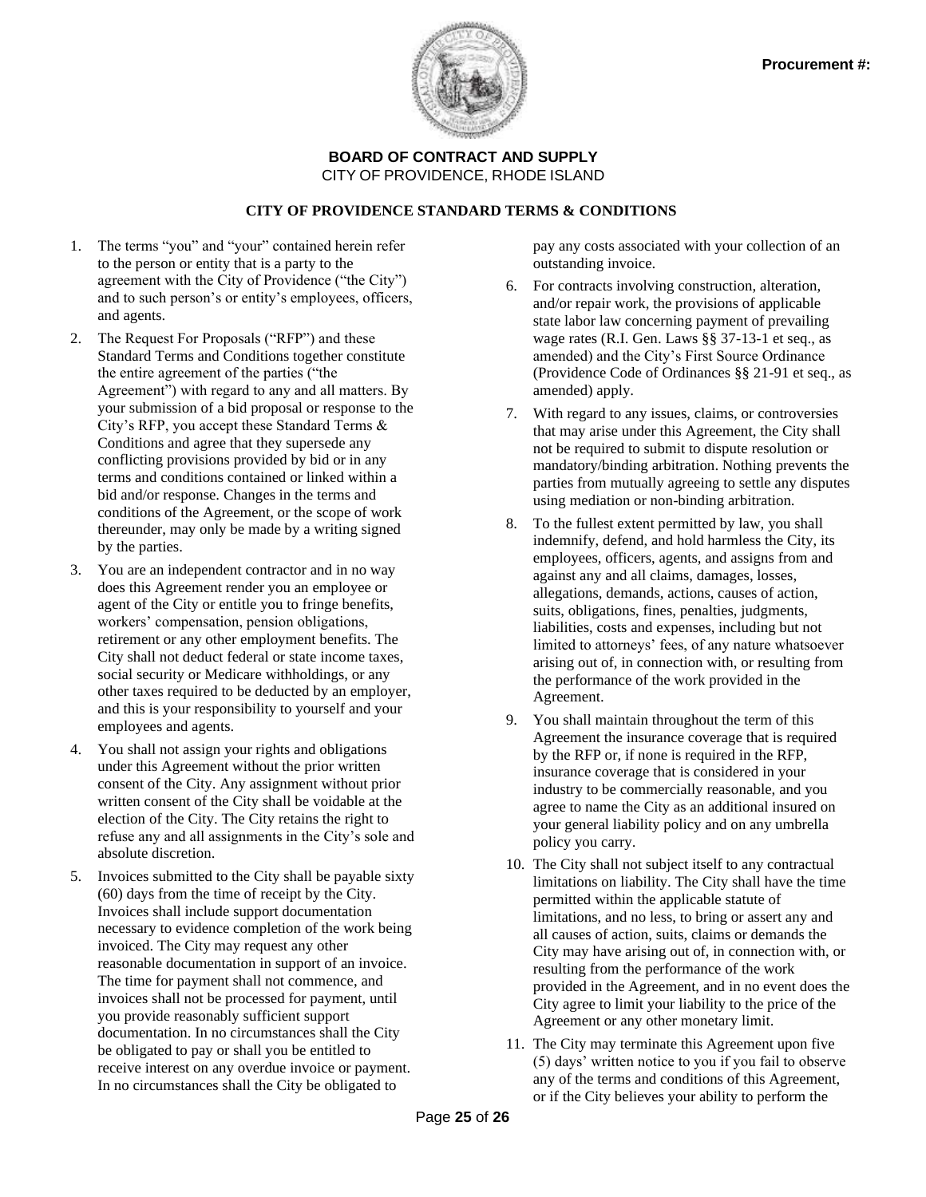**Procurement #:**

**BOARD OF CONTRACT AND SUPPLY**
CITY OF PROVIDENCE, RHODE ISLAND

**CITY OF PROVIDENCE STANDARD TERMS & CONDITIONS**

1. The terms "you" and "your" contained herein refer to the person or entity that is a party to the agreement with the City of Providence ("the City") and to such person's or entity's employees, officers, and agents.
2. The Request For Proposals ("RFP") and these Standard Terms and Conditions together constitute the entire agreement of the parties ("the Agreement") with regard to any and all matters. By your submission of a bid proposal or response to the City's RFP, you accept these Standard Terms & Conditions and agree that they supersede any conflicting provisions provided by bid or in any terms and conditions contained or linked within a bid and/or response. Changes in the terms and conditions of the Agreement, or the scope of work thereunder, may only be made by a writing signed by the parties.
3. You are an independent contractor and in no way does this Agreement render you an employee or agent of the City or entitle you to fringe benefits, workers' compensation, pension obligations, retirement or any other employment benefits. The City shall not deduct federal or state income taxes, social security or Medicare withholdings, or any other taxes required to be deducted by an employer, and this is your responsibility to yourself and your employees and agents.
4. You shall not assign your rights and obligations under this Agreement without the prior written consent of the City. Any assignment without prior written consent of the City shall be voidable at the election of the City. The City retains the right to refuse any and all assignments in the City's sole and absolute discretion.
5. Invoices submitted to the City shall be payable sixty (60) days from the time of receipt by the City. Invoices shall include support documentation necessary to evidence completion of the work being invoiced. The City may request any other reasonable documentation in support of an invoice. The time for payment shall not commence, and invoices shall not be processed for payment, until you provide reasonably sufficient support documentation. In no circumstances shall the City be obligated to pay or shall you be entitled to receive interest on any overdue invoice or payment. In no circumstances shall the City be obligated to pay any costs associated with your collection of an outstanding invoice.
6. For contracts involving construction, alteration, and/or repair work, the provisions of applicable state labor law concerning payment of prevailing wage rates (R.I. Gen. Laws §§ 37-13-1 et seq., as amended) and the City's First Source Ordinance (Providence Code of Ordinances §§ 21-91 et seq., as amended) apply.
7. With regard to any issues, claims, or controversies that may arise under this Agreement, the City shall not be required to submit to dispute resolution or mandatory/binding arbitration. Nothing prevents the parties from mutually agreeing to settle any disputes using mediation or non-binding arbitration.
8. To the fullest extent permitted by law, you shall indemnify, defend, and hold harmless the City, its employees, officers, agents, and assigns from and against any and all claims, damages, losses, allegations, demands, actions, causes of action, suits, obligations, fines, penalties, judgments, liabilities, costs and expenses, including but not limited to attorneys' fees, of any nature whatsoever arising out of, in connection with, or resulting from the performance of the work provided in the Agreement.
9. You shall maintain throughout the term of this Agreement the insurance coverage that is required by the RFP or, if none is required in the RFP, insurance coverage that is considered in your industry to be commercially reasonable, and you agree to name the City as an additional insured on your general liability policy and on any umbrella policy you carry.
10. The City shall not subject itself to any contractual limitations on liability. The City shall have the time permitted within the applicable statute of limitations, and no less, to bring or assert any and all causes of action, suits, claims or demands the City may have arising out of, in connection with, or resulting from the performance of the work provided in the Agreement, and in no event does the City agree to limit your liability to the price of the Agreement or any other monetary limit.
11. The City may terminate this Agreement upon five (5) days' written notice to you if you fail to observe any of the terms and conditions of this Agreement, or if the City believes your ability to perform the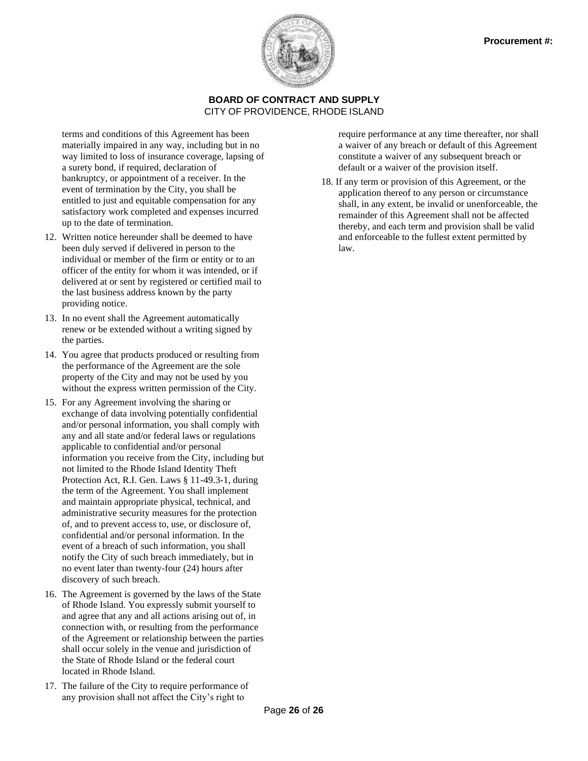terms and conditions of this Agreement has been materially impaired in any way, including but in no way limited to loss of insurance coverage, lapsing of a surety bond, if required, declaration of bankruptcy, or appointment of a receiver. In the event of termination by the City, you shall be entitled to just and equitable compensation for any satisfactory work completed and expenses incurred up to the date of termination.

12. Written notice hereunder shall be deemed to have been duly served if delivered in person to the individual or member of the firm or entity or to an officer of the entity for whom it was intended, or if delivered at or sent by registered or certified mail to the last business address known by the party providing notice.
13. In no event shall the Agreement automatically renew or be extended without a writing signed by the parties.
14. You agree that products produced or resulting from the performance of the Agreement are the sole property of the City and may not be used by you without the express written permission of the City.
15. For any Agreement involving the sharing or exchange of data involving potentially confidential and/or personal information, you shall comply with any and all state and/or federal laws or regulations applicable to confidential and/or personal information you receive from the City, including but not limited to the Rhode Island Identity Theft Protection Act, R.I. Gen. Laws § 11-49.3-1, during the term of the Agreement. You shall implement and maintain appropriate physical, technical, and administrative security measures for the protection of, and to prevent access to, use, or disclosure of, confidential and/or personal information. In the event of a breach of such information, you shall notify the City of such breach immediately, but in no event later than twenty-four (24) hours after discovery of such breach.
16. The Agreement is governed by the laws of the State of Rhode Island. You expressly submit yourself to and agree that any and all actions arising out of, in connection with, or resulting from the performance of the Agreement or relationship between the parties shall occur solely in the venue and jurisdiction of the State of Rhode Island or the federal court located in Rhode Island.
17. The failure of the City to require performance of any provision shall not affect the City's right to require performance at any time thereafter, nor shall a waiver of any breach or default of this Agreement constitute a waiver of any subsequent breach or default or a waiver of the provision itself.
18. If any term or provision of this Agreement, or the application thereof to any person or circumstance shall, in any extent, be invalid or unenforceable, the remainder of this Agreement shall not be affected thereby, and each term and provision shall be valid and enforceable to the fullest extent permitted by law.